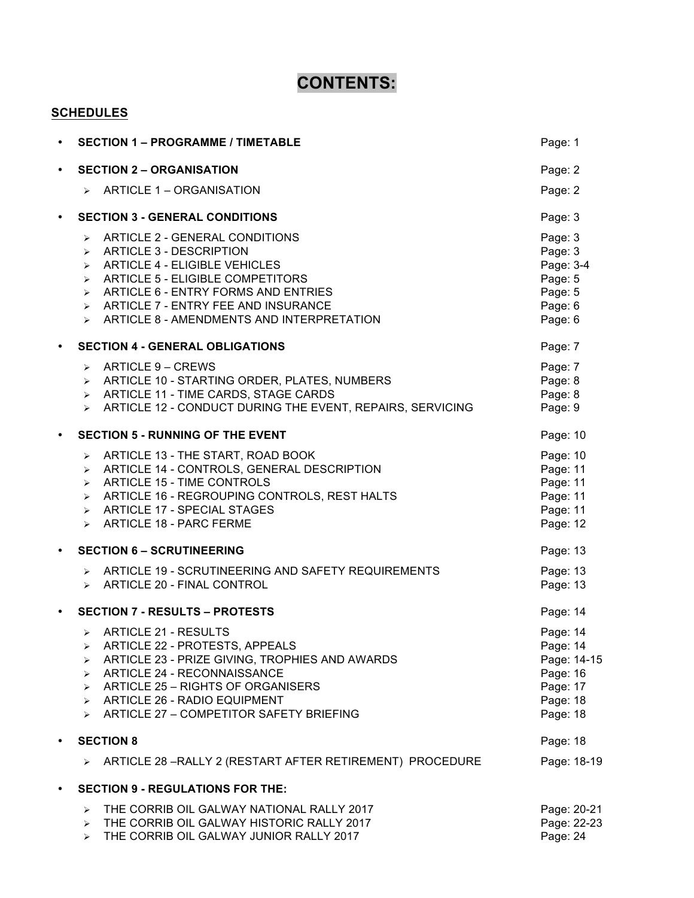# CONTENTS:

## SCHEDULES

| | |
|---|---|
| **SECTION 1 – PROGRAMME / TIMETABLE** | Page: 1 |
| **SECTION 2 – ORGANISATION** | Page: 2 |
| ARTICLE 1 – ORGANISATION | Page: 2 |
| **SECTION 3 - GENERAL CONDITIONS** | Page: 3 |
| ARTICLE 2 - GENERAL CONDITIONS | Page: 3 |
| ARTICLE 3 - DESCRIPTION | Page: 3 |
| ARTICLE 4 - ELIGIBLE VEHICLES | Page: 3-4 |
| ARTICLE 5 - ELIGIBLE COMPETITORS | Page: 5 |
| ARTICLE 6 - ENTRY FORMS AND ENTRIES | Page: 5 |
| ARTICLE 7 - ENTRY FEE AND INSURANCE | Page: 6 |
| ARTICLE 8 - AMENDMENTS AND INTERPRETATION | Page: 6 |
| **SECTION 4 - GENERAL OBLIGATIONS** | Page: 7 |
| ARTICLE 9 – CREWS | Page: 7 |
| ARTICLE 10 - STARTING ORDER, PLATES, NUMBERS | Page: 8 |
| ARTICLE 11 - TIME CARDS, STAGE CARDS | Page: 8 |
| ARTICLE 12 - CONDUCT DURING THE EVENT, REPAIRS, SERVICING | Page: 9 |
| **SECTION 5 - RUNNING OF THE EVENT** | Page: 10 |
| ARTICLE 13 - THE START, ROAD BOOK | Page: 10 |
| ARTICLE 14 - CONTROLS, GENERAL DESCRIPTION | Page: 11 |
| ARTICLE 15 - TIME CONTROLS | Page: 11 |
| ARTICLE 16 - REGROUPING CONTROLS, REST HALTS | Page: 11 |
| ARTICLE 17 - SPECIAL STAGES | Page: 11 |
| ARTICLE 18 - PARC FERME | Page: 12 |
| **SECTION 6 – SCRUTINEERING** | Page: 13 |
| ARTICLE 19 - SCRUTINEERING AND SAFETY REQUIREMENTS | Page: 13 |
| ARTICLE 20 - FINAL CONTROL | Page: 13 |
| **SECTION 7 - RESULTS – PROTESTS** | Page: 14 |
| ARTICLE 21 - RESULTS | Page: 14 |
| ARTICLE 22 - PROTESTS, APPEALS | Page: 14 |
| ARTICLE 23 - PRIZE GIVING, TROPHIES AND AWARDS | Page: 14-15 |
| ARTICLE 24 - RECONNAISSANCE | Page: 16 |
| ARTICLE 25 – RIGHTS OF ORGANISERS | Page: 17 |
| ARTICLE 26 - RADIO EQUIPMENT | Page: 18 |
| ARTICLE 27 – COMPETITOR SAFETY BRIEFING | Page: 18 |
| **SECTION 8** | Page: 18 |
| ARTICLE 28 –RALLY 2 (RESTART AFTER RETIREMENT) PROCEDURE | Page: 18-19 |
| **SECTION 9 - REGULATIONS FOR THE:** | |
| THE CORRIB OIL GALWAY NATIONAL RALLY 2017 | Page: 20-21 |
| THE CORRIB OIL GALWAY HISTORIC RALLY 2017 | Page: 22-23 |
| THE CORRIB OIL GALWAY JUNIOR RALLY 2017 | Page: 24 |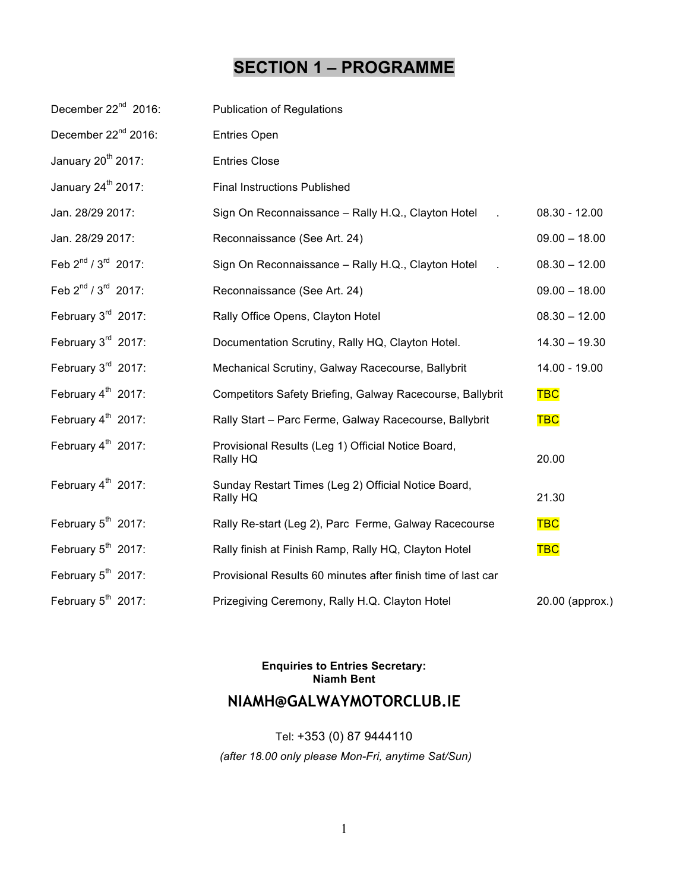# SECTION 1 – PROGRAMME

| Date | Event | Time |
|---|---|---|
| December 22nd 2016: | Publication of Regulations | |
| December 22nd 2016: | Entries Open | |
| January 20th 2017: | Entries Close | |
| January 24th 2017: | Final Instructions Published | |
| Jan. 28/29 2017: | Sign On Reconnaissance – Rally H.Q., Clayton Hotel . | 08.30 - 12.00 |
| Jan. 28/29 2017: | Reconnaissance (See Art. 24) | 09.00 – 18.00 |
| Feb 2nd / 3rd 2017: | Sign On Reconnaissance – Rally H.Q., Clayton Hotel . | 08.30 – 12.00 |
| Feb 2nd / 3rd 2017: | Reconnaissance (See Art. 24) | 09.00 – 18.00 |
| February 3rd 2017: | Rally Office Opens, Clayton Hotel | 08.30 – 12.00 |
| February 3rd 2017: | Documentation Scrutiny, Rally HQ, Clayton Hotel. | 14.30 – 19.30 |
| February 3rd 2017: | Mechanical Scrutiny, Galway Racecourse, Ballybrit | 14.00 - 19.00 |
| February 4th 2017: | Competitors Safety Briefing, Galway Racecourse, Ballybrit | TBC |
| February 4th 2017: | Rally Start – Parc Ferme, Galway Racecourse, Ballybrit | TBC |
| February 4th 2017: | Provisional Results (Leg 1) Official Notice Board, Rally HQ | 20.00 |
| February 4th 2017: | Sunday Restart Times (Leg 2) Official Notice Board, Rally HQ | 21.30 |
| February 5th 2017: | Rally Re-start (Leg 2), Parc Ferme, Galway Racecourse | TBC |
| February 5th 2017: | Rally finish at Finish Ramp, Rally HQ, Clayton Hotel | TBC |
| February 5th 2017: | Provisional Results 60 minutes after finish time of last car | |
| February 5th 2017: | Prizegiving Ceremony, Rally H.Q. Clayton Hotel | 20.00 (approx.) |

**Enquiries to Entries Secretary:**
**Niamh Bent**

## NIAMH@GALWAYMOTORCLUB.IE

Tel: +353 (0) 87 9444110

*(after 18.00 only please Mon-Fri, anytime Sat/Sun)*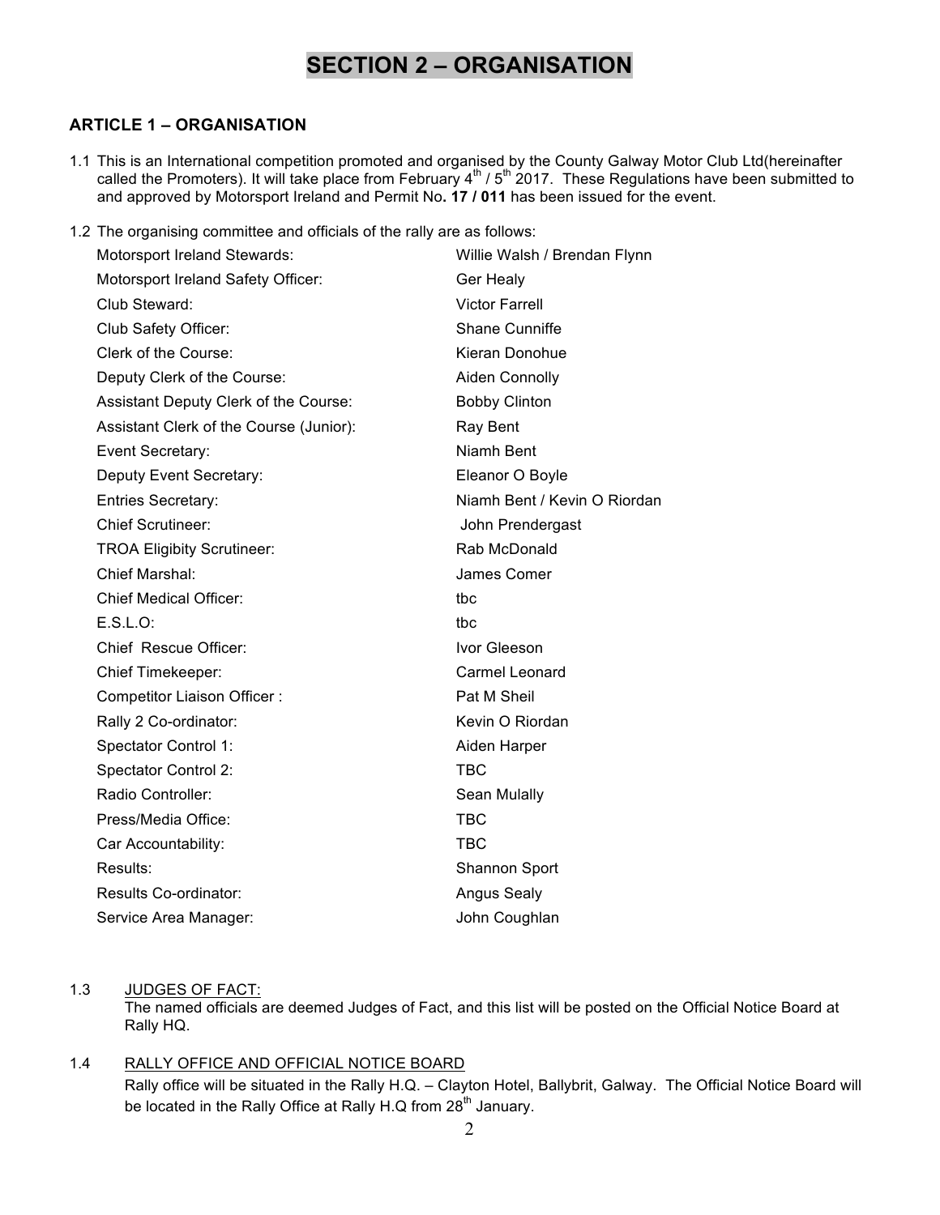# SECTION 2 – ORGANISATION

## ARTICLE 1 – ORGANISATION

1.1 This is an International competition promoted and organised by the County Galway Motor Club Ltd(hereinafter called the Promoters). It will take place from February 4th / 5th 2017. These Regulations have been submitted to and approved by Motorsport Ireland and Permit No**. 17 / 011** has been issued for the event.

1.2 The organising committee and officials of the rally are as follows:

| | |
|---|---|
| Motorsport Ireland Stewards: | Willie Walsh / Brendan Flynn |
| Motorsport Ireland Safety Officer: | Ger Healy |
| Club Steward: | Victor Farrell |
| Club Safety Officer: | Shane Cunniffe |
| Clerk of the Course: | Kieran Donohue |
| Deputy Clerk of the Course: | Aiden Connolly |
| Assistant Deputy Clerk of the Course: | Bobby Clinton |
| Assistant Clerk of the Course (Junior): | Ray Bent |
| Event Secretary: | Niamh Bent |
| Deputy Event Secretary: | Eleanor O Boyle |
| Entries Secretary: | Niamh Bent / Kevin O Riordan |
| Chief Scrutineer: | John Prendergast |
| TROA Eligibity Scrutineer: | Rab McDonald |
| Chief Marshal: | James Comer |
| Chief Medical Officer: | tbc |
| E.S.L.O: | tbc |
| Chief Rescue Officer: | Ivor Gleeson |
| Chief Timekeeper: | Carmel Leonard |
| Competitor Liaison Officer : | Pat M Sheil |
| Rally 2 Co-ordinator: | Kevin O Riordan |
| Spectator Control 1: | Aiden Harper |
| Spectator Control 2: | TBC |
| Radio Controller: | Sean Mulally |
| Press/Media Office: | TBC |
| Car Accountability: | TBC |
| Results: | Shannon Sport |
| Results Co-ordinator: | Angus Sealy |
| Service Area Manager: | John Coughlan |

1.3 JUDGES OF FACT:

The named officials are deemed Judges of Fact, and this list will be posted on the Official Notice Board at Rally HQ.

1.4 RALLY OFFICE AND OFFICIAL NOTICE BOARD

Rally office will be situated in the Rally H.Q. – Clayton Hotel, Ballybrit, Galway. The Official Notice Board will be located in the Rally Office at Rally H.Q from 28th January.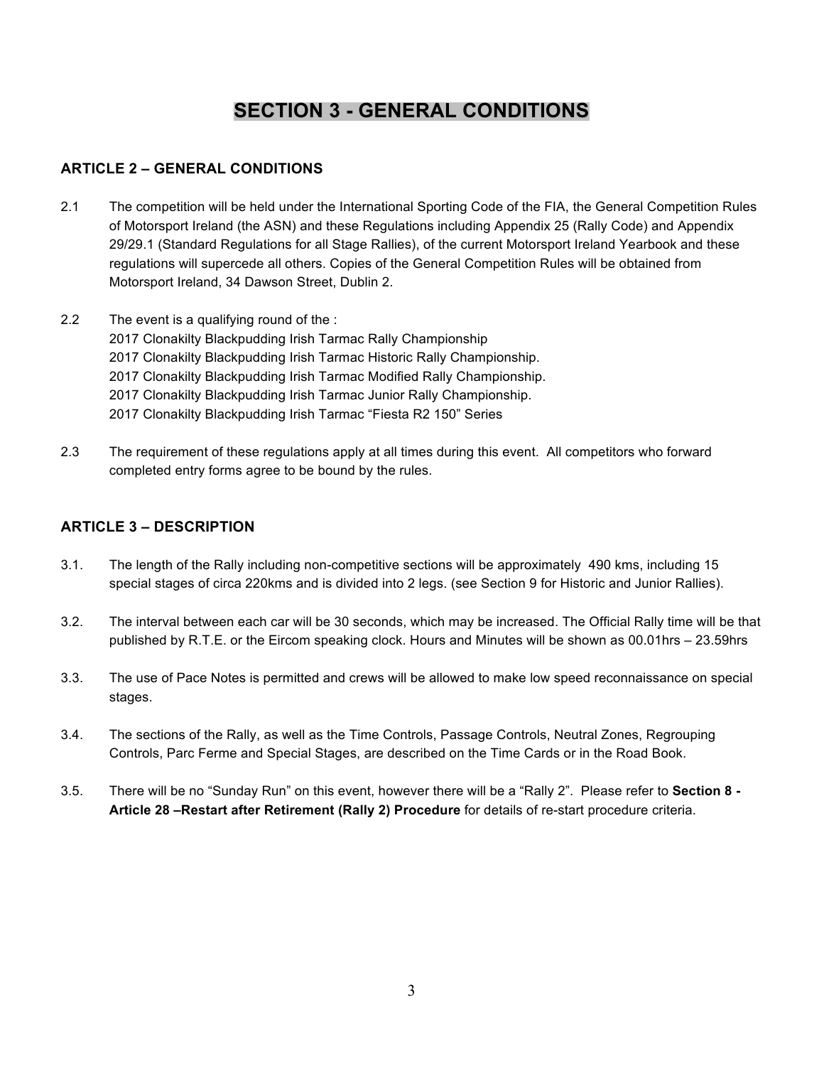# SECTION 3 - GENERAL CONDITIONS

## ARTICLE 2 – GENERAL CONDITIONS

2.1 The competition will be held under the International Sporting Code of the FIA, the General Competition Rules of Motorsport Ireland (the ASN) and these Regulations including Appendix 25 (Rally Code) and Appendix 29/29.1 (Standard Regulations for all Stage Rallies), of the current Motorsport Ireland Yearbook and these regulations will supercede all others. Copies of the General Competition Rules will be obtained from Motorsport Ireland, 34 Dawson Street, Dublin 2.

2.2 The event is a qualifying round of the :
2017 Clonakilty Blackpudding Irish Tarmac Rally Championship
2017 Clonakilty Blackpudding Irish Tarmac Historic Rally Championship.
2017 Clonakilty Blackpudding Irish Tarmac Modified Rally Championship.
2017 Clonakilty Blackpudding Irish Tarmac Junior Rally Championship.
2017 Clonakilty Blackpudding Irish Tarmac "Fiesta R2 150" Series

2.3 The requirement of these regulations apply at all times during this event. All competitors who forward completed entry forms agree to be bound by the rules.

## ARTICLE 3 – DESCRIPTION

3.1. The length of the Rally including non-competitive sections will be approximately 490 kms, including 15 special stages of circa 220kms and is divided into 2 legs. (see Section 9 for Historic and Junior Rallies).

3.2. The interval between each car will be 30 seconds, which may be increased. The Official Rally time will be that published by R.T.E. or the Eircom speaking clock. Hours and Minutes will be shown as 00.01hrs – 23.59hrs

3.3. The use of Pace Notes is permitted and crews will be allowed to make low speed reconnaissance on special stages.

3.4. The sections of the Rally, as well as the Time Controls, Passage Controls, Neutral Zones, Regrouping Controls, Parc Ferme and Special Stages, are described on the Time Cards or in the Road Book.

3.5. There will be no "Sunday Run" on this event, however there will be a "Rally 2". Please refer to **Section 8 - Article 28 –Restart after Retirement (Rally 2) Procedure** for details of re-start procedure criteria.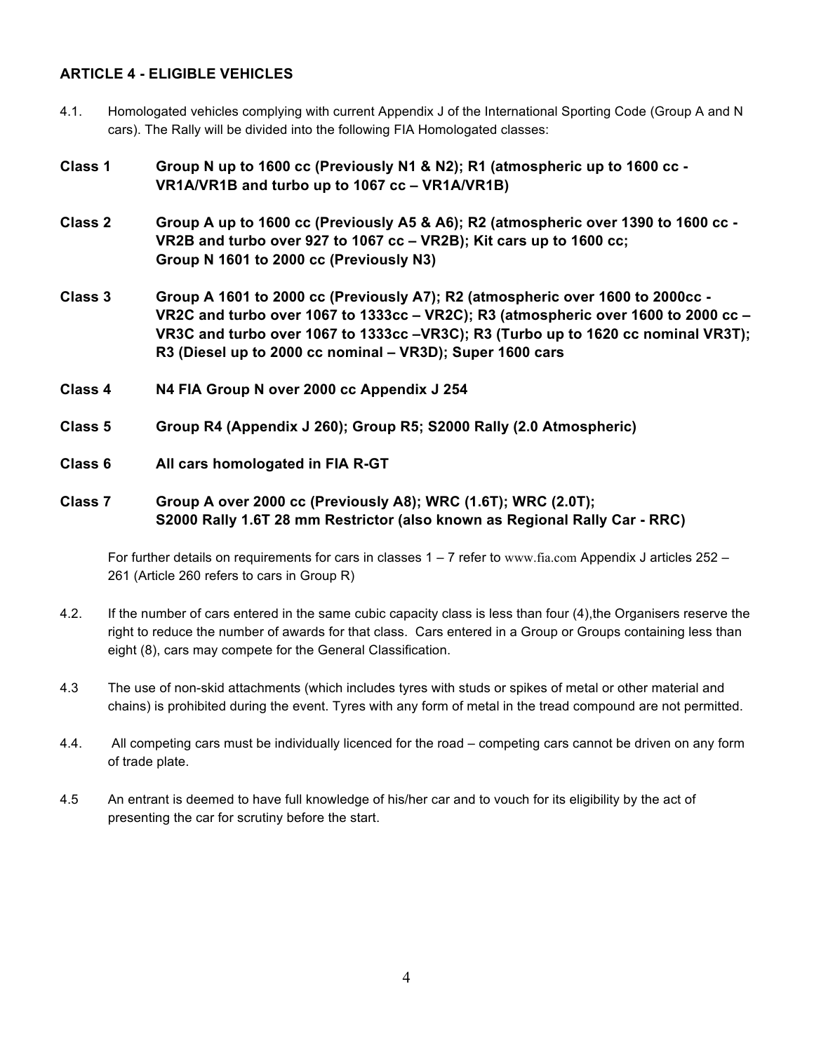## ARTICLE 4 - ELIGIBLE VEHICLES

4.1. Homologated vehicles complying with current Appendix J of the International Sporting Code (Group A and N cars). The Rally will be divided into the following FIA Homologated classes:

**Class 1** **Group N up to 1600 cc (Previously N1 & N2); R1 (atmospheric up to 1600 cc - VR1A/VR1B and turbo up to 1067 cc – VR1A/VR1B)**

**Class 2** **Group A up to 1600 cc (Previously A5 & A6); R2 (atmospheric over 1390 to 1600 cc - VR2B and turbo over 927 to 1067 cc – VR2B); Kit cars up to 1600 cc; Group N 1601 to 2000 cc (Previously N3)**

**Class 3** **Group A 1601 to 2000 cc (Previously A7); R2 (atmospheric over 1600 to 2000cc - VR2C and turbo over 1067 to 1333cc – VR2C); R3 (atmospheric over 1600 to 2000 cc – VR3C and turbo over 1067 to 1333cc –VR3C); R3 (Turbo up to 1620 cc nominal VR3T); R3 (Diesel up to 2000 cc nominal – VR3D); Super 1600 cars**

**Class 4** **N4 FIA Group N over 2000 cc Appendix J 254**

**Class 5** **Group R4 (Appendix J 260); Group R5; S2000 Rally (2.0 Atmospheric)**

**Class 6** **All cars homologated in FIA R-GT**

**Class 7** **Group A over 2000 cc (Previously A8); WRC (1.6T); WRC (2.0T); S2000 Rally 1.6T 28 mm Restrictor (also known as Regional Rally Car - RRC)**

For further details on requirements for cars in classes 1 – 7 refer to www.fia.com Appendix J articles 252 – 261 (Article 260 refers to cars in Group R)

4.2. If the number of cars entered in the same cubic capacity class is less than four (4),the Organisers reserve the right to reduce the number of awards for that class. Cars entered in a Group or Groups containing less than eight (8), cars may compete for the General Classification.

4.3 The use of non-skid attachments (which includes tyres with studs or spikes of metal or other material and chains) is prohibited during the event. Tyres with any form of metal in the tread compound are not permitted.

4.4. All competing cars must be individually licenced for the road – competing cars cannot be driven on any form of trade plate.

4.5 An entrant is deemed to have full knowledge of his/her car and to vouch for its eligibility by the act of presenting the car for scrutiny before the start.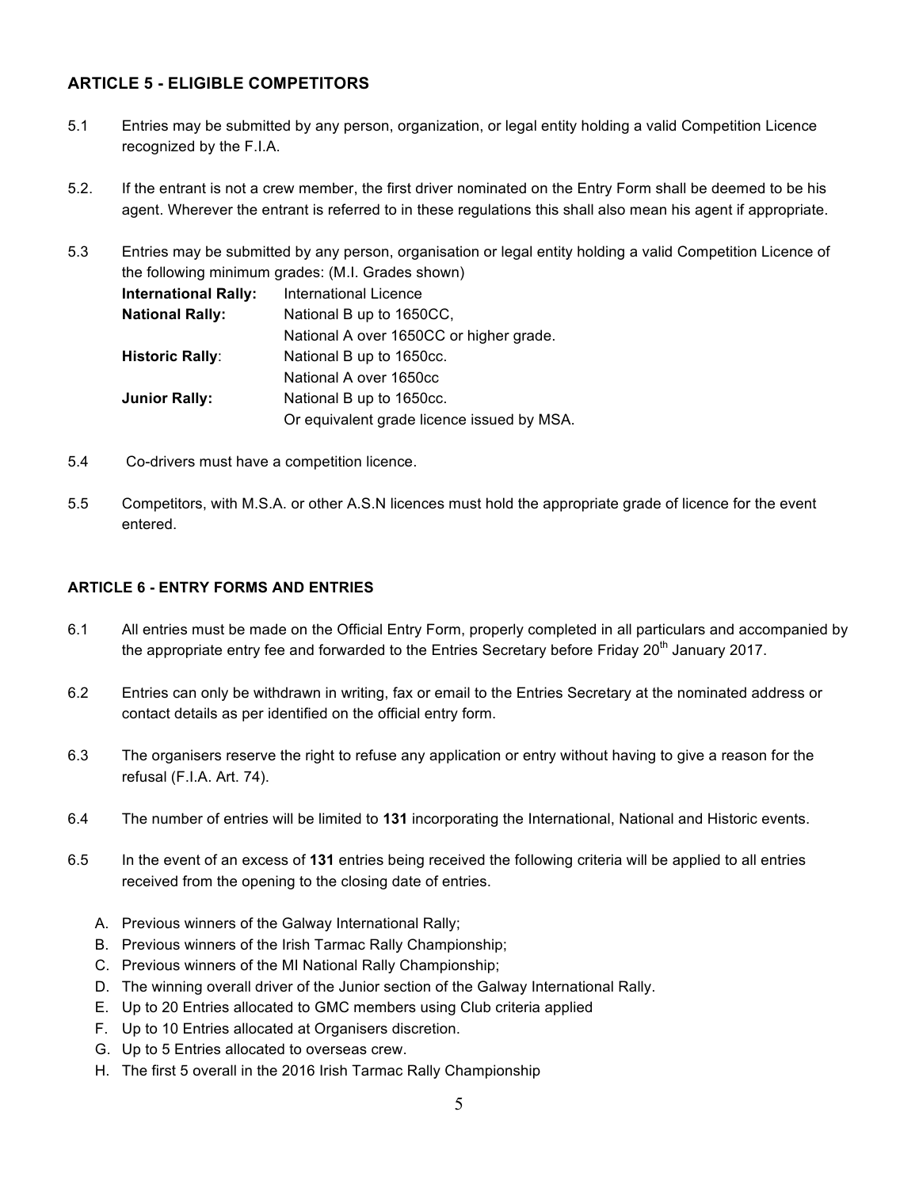## ARTICLE 5 - ELIGIBLE COMPETITORS

5.1 Entries may be submitted by any person, organization, or legal entity holding a valid Competition Licence recognized by the F.I.A.

5.2. If the entrant is not a crew member, the first driver nominated on the Entry Form shall be deemed to be his agent. Wherever the entrant is referred to in these regulations this shall also mean his agent if appropriate.

5.3 Entries may be submitted by any person, organisation or legal entity holding a valid Competition Licence of the following minimum grades: (M.I. Grades shown)

| | |
|---|---|
| **International Rally:** | International Licence |
| **National Rally:** | National B up to 1650CC, National A over 1650CC or higher grade. |
| **Historic Rally**: | National B up to 1650cc. National A over 1650cc |
| **Junior Rally:** | National B up to 1650cc. Or equivalent grade licence issued by MSA. |

5.4 Co-drivers must have a competition licence.

5.5 Competitors, with M.S.A. or other A.S.N licences must hold the appropriate grade of licence for the event entered.

## ARTICLE 6 - ENTRY FORMS AND ENTRIES

6.1 All entries must be made on the Official Entry Form, properly completed in all particulars and accompanied by the appropriate entry fee and forwarded to the Entries Secretary before Friday 20th January 2017.

6.2 Entries can only be withdrawn in writing, fax or email to the Entries Secretary at the nominated address or contact details as per identified on the official entry form.

6.3 The organisers reserve the right to refuse any application or entry without having to give a reason for the refusal (F.I.A. Art. 74).

6.4 The number of entries will be limited to **131** incorporating the International, National and Historic events.

6.5 In the event of an excess of **131** entries being received the following criteria will be applied to all entries received from the opening to the closing date of entries.

A. Previous winners of the Galway International Rally;
B. Previous winners of the Irish Tarmac Rally Championship;
C. Previous winners of the MI National Rally Championship;
D. The winning overall driver of the Junior section of the Galway International Rally.
E. Up to 20 Entries allocated to GMC members using Club criteria applied
F. Up to 10 Entries allocated at Organisers discretion.
G. Up to 5 Entries allocated to overseas crew.
H. The first 5 overall in the 2016 Irish Tarmac Rally Championship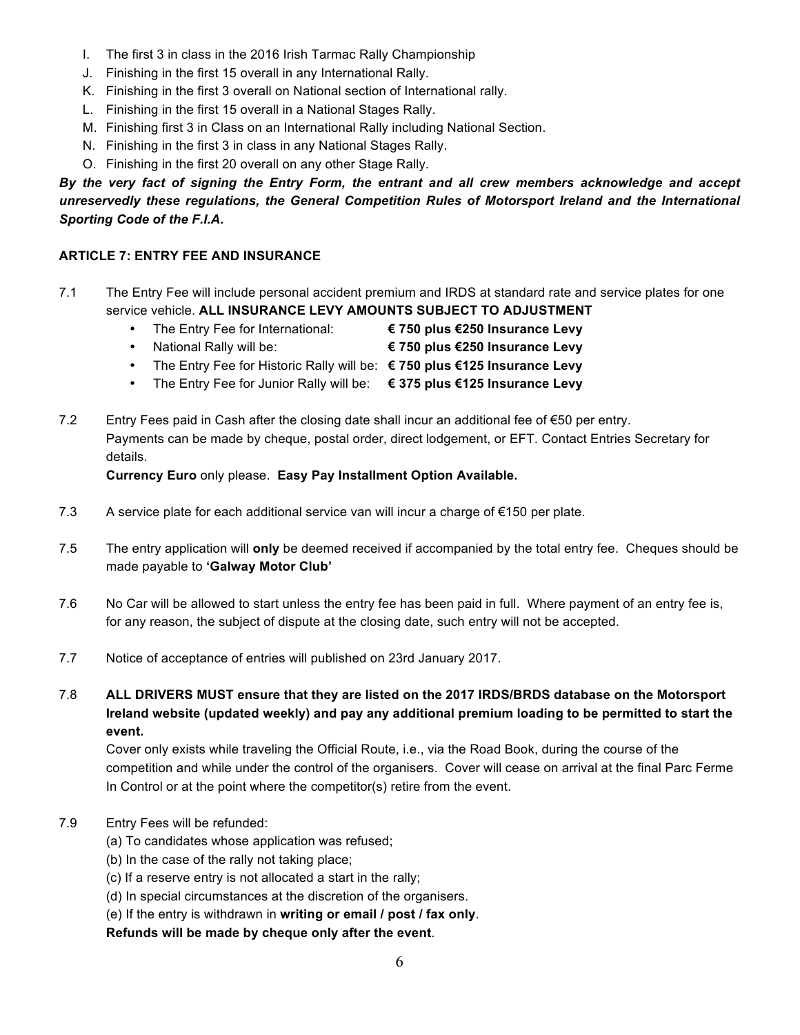I. The first 3 in class in the 2016 Irish Tarmac Rally Championship
J. Finishing in the first 15 overall in any International Rally.
K. Finishing in the first 3 overall on National section of International rally.
L. Finishing in the first 15 overall in a National Stages Rally.
M. Finishing first 3 in Class on an International Rally including National Section.
N. Finishing in the first 3 in class in any National Stages Rally.
O. Finishing in the first 20 overall on any other Stage Rally.

***By the very fact of signing the Entry Form, the entrant and all crew members acknowledge and accept unreservedly these regulations, the General Competition Rules of Motorsport Ireland and the International Sporting Code of the F.I.A.***

**ARTICLE 7: ENTRY FEE AND INSURANCE**

7.1 The Entry Fee will include personal accident premium and IRDS at standard rate and service plates for one service vehicle. **ALL INSURANCE LEVY AMOUNTS SUBJECT TO ADJUSTMENT**

- The Entry Fee for International: **€ 750 plus €250 Insurance Levy**
- National Rally will be: **€ 750 plus €250 Insurance Levy**
- The Entry Fee for Historic Rally will be: **€ 750 plus €125 Insurance Levy**
- The Entry Fee for Junior Rally will be: **€ 375 plus €125 Insurance Levy**

7.2 Entry Fees paid in Cash after the closing date shall incur an additional fee of €50 per entry. Payments can be made by cheque, postal order, direct lodgement, or EFT. Contact Entries Secretary for details.
**Currency Euro** only please. **Easy Pay Installment Option Available.**

7.3 A service plate for each additional service van will incur a charge of €150 per plate.

7.5 The entry application will **only** be deemed received if accompanied by the total entry fee. Cheques should be made payable to **'Galway Motor Club'**

7.6 No Car will be allowed to start unless the entry fee has been paid in full. Where payment of an entry fee is, for any reason, the subject of dispute at the closing date, such entry will not be accepted.

7.7 Notice of acceptance of entries will published on 23rd January 2017.

7.8 **ALL DRIVERS MUST ensure that they are listed on the 2017 IRDS/BRDS database on the Motorsport Ireland website (updated weekly) and pay any additional premium loading to be permitted to start the event.**
Cover only exists while traveling the Official Route, i.e., via the Road Book, during the course of the competition and while under the control of the organisers. Cover will cease on arrival at the final Parc Ferme In Control or at the point where the competitor(s) retire from the event.

7.9 Entry Fees will be refunded:
(a) To candidates whose application was refused;
(b) In the case of the rally not taking place;
(c) If a reserve entry is not allocated a start in the rally;
(d) In special circumstances at the discretion of the organisers.
(e) If the entry is withdrawn in **writing or email / post / fax only**.
**Refunds will be made by cheque only after the event**.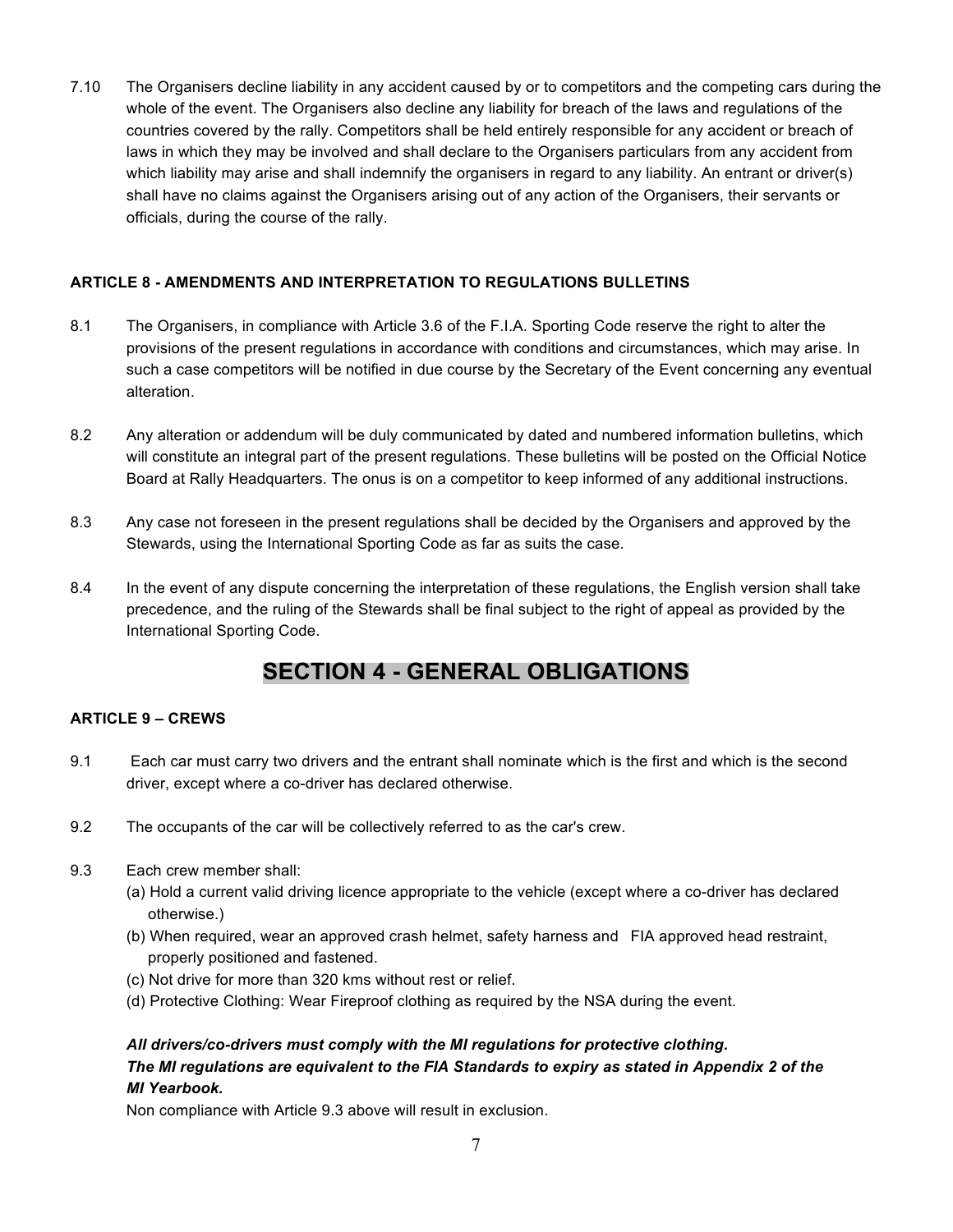7.10 The Organisers decline liability in any accident caused by or to competitors and the competing cars during the whole of the event. The Organisers also decline any liability for breach of the laws and regulations of the countries covered by the rally. Competitors shall be held entirely responsible for any accident or breach of laws in which they may be involved and shall declare to the Organisers particulars from any accident from which liability may arise and shall indemnify the organisers in regard to any liability. An entrant or driver(s) shall have no claims against the Organisers arising out of any action of the Organisers, their servants or officials, during the course of the rally.

### ARTICLE 8 - AMENDMENTS AND INTERPRETATION TO REGULATIONS BULLETINS

8.1 The Organisers, in compliance with Article 3.6 of the F.I.A. Sporting Code reserve the right to alter the provisions of the present regulations in accordance with conditions and circumstances, which may arise. In such a case competitors will be notified in due course by the Secretary of the Event concerning any eventual alteration.

8.2 Any alteration or addendum will be duly communicated by dated and numbered information bulletins, which will constitute an integral part of the present regulations. These bulletins will be posted on the Official Notice Board at Rally Headquarters. The onus is on a competitor to keep informed of any additional instructions.

8.3 Any case not foreseen in the present regulations shall be decided by the Organisers and approved by the Stewards, using the International Sporting Code as far as suits the case.

8.4 In the event of any dispute concerning the interpretation of these regulations, the English version shall take precedence, and the ruling of the Stewards shall be final subject to the right of appeal as provided by the International Sporting Code.

## SECTION 4 - GENERAL OBLIGATIONS

### ARTICLE 9 – CREWS

9.1 Each car must carry two drivers and the entrant shall nominate which is the first and which is the second driver, except where a co-driver has declared otherwise.

9.2 The occupants of the car will be collectively referred to as the car's crew.

9.3 Each crew member shall:

(a) Hold a current valid driving licence appropriate to the vehicle (except where a co-driver has declared otherwise.)

(b) When required, wear an approved crash helmet, safety harness and FIA approved head restraint, properly positioned and fastened.

(c) Not drive for more than 320 kms without rest or relief.

(d) Protective Clothing: Wear Fireproof clothing as required by the NSA during the event.

***All drivers/co-drivers must comply with the MI regulations for protective clothing.***
***The MI regulations are equivalent to the FIA Standards to expiry as stated in Appendix 2 of the MI Yearbook.***

Non compliance with Article 9.3 above will result in exclusion.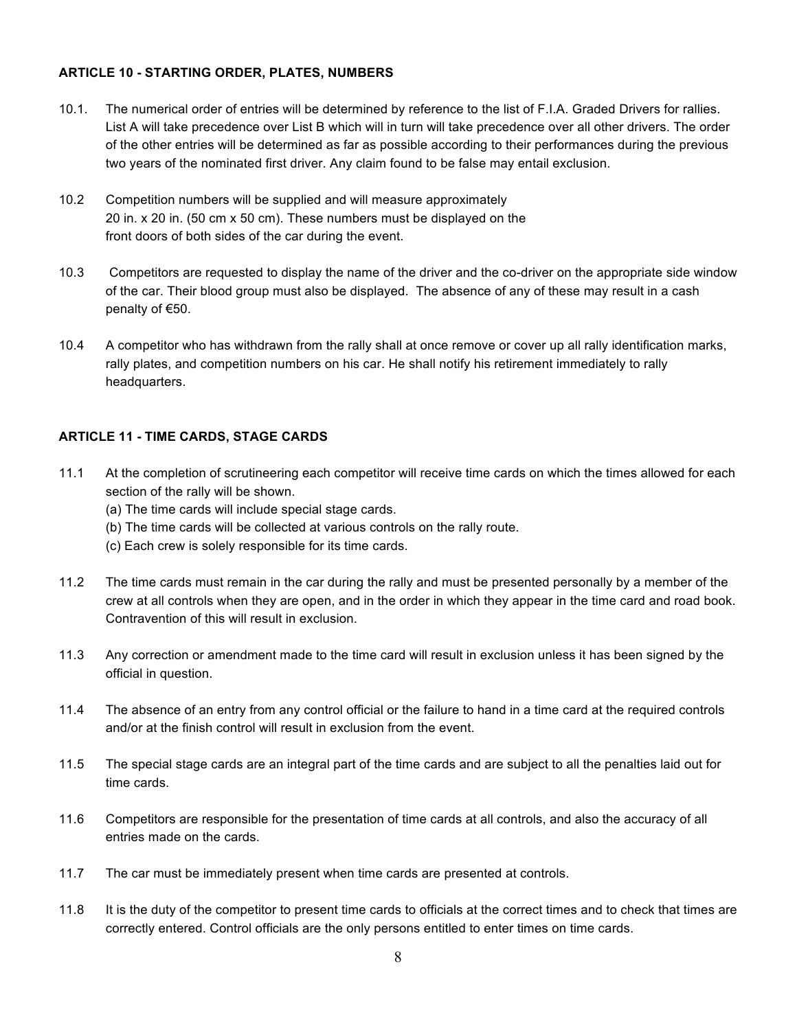### ARTICLE 10 - STARTING ORDER, PLATES, NUMBERS

10.1. The numerical order of entries will be determined by reference to the list of F.I.A. Graded Drivers for rallies. List A will take precedence over List B which will in turn will take precedence over all other drivers. The order of the other entries will be determined as far as possible according to their performances during the previous two years of the nominated first driver. Any claim found to be false may entail exclusion.

10.2 Competition numbers will be supplied and will measure approximately 20 in. x 20 in. (50 cm x 50 cm). These numbers must be displayed on the front doors of both sides of the car during the event.

10.3 Competitors are requested to display the name of the driver and the co-driver on the appropriate side window of the car. Their blood group must also be displayed. The absence of any of these may result in a cash penalty of €50.

10.4 A competitor who has withdrawn from the rally shall at once remove or cover up all rally identification marks, rally plates, and competition numbers on his car. He shall notify his retirement immediately to rally headquarters.

### ARTICLE 11 - TIME CARDS, STAGE CARDS

11.1 At the completion of scrutineering each competitor will receive time cards on which the times allowed for each section of the rally will be shown.
(a) The time cards will include special stage cards.
(b) The time cards will be collected at various controls on the rally route.
(c) Each crew is solely responsible for its time cards.

11.2 The time cards must remain in the car during the rally and must be presented personally by a member of the crew at all controls when they are open, and in the order in which they appear in the time card and road book. Contravention of this will result in exclusion.

11.3 Any correction or amendment made to the time card will result in exclusion unless it has been signed by the official in question.

11.4 The absence of an entry from any control official or the failure to hand in a time card at the required controls and/or at the finish control will result in exclusion from the event.

11.5 The special stage cards are an integral part of the time cards and are subject to all the penalties laid out for time cards.

11.6 Competitors are responsible for the presentation of time cards at all controls, and also the accuracy of all entries made on the cards.

11.7 The car must be immediately present when time cards are presented at controls.

11.8 It is the duty of the competitor to present time cards to officials at the correct times and to check that times are correctly entered. Control officials are the only persons entitled to enter times on time cards.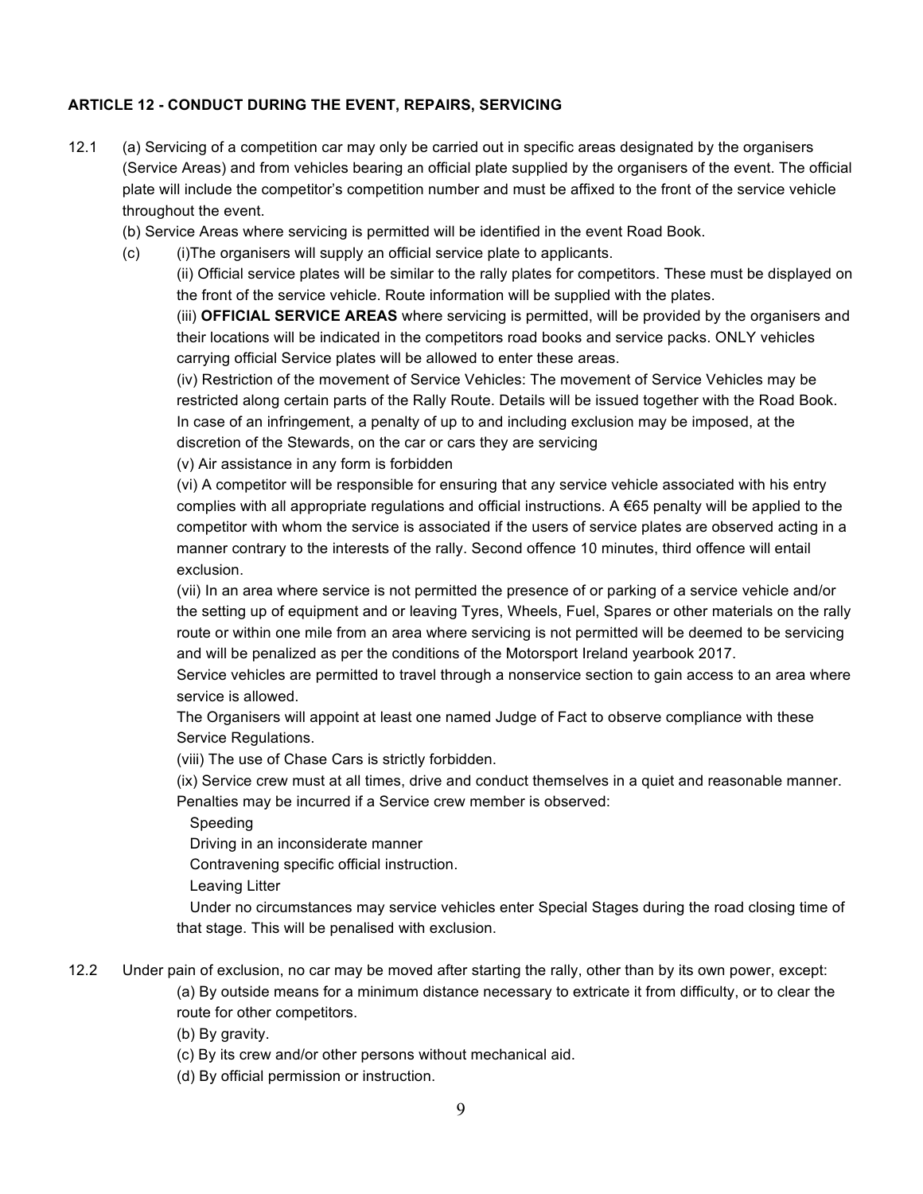**ARTICLE 12 - CONDUCT DURING THE EVENT, REPAIRS, SERVICING**

12.1 (a) Servicing of a competition car may only be carried out in specific areas designated by the organisers (Service Areas) and from vehicles bearing an official plate supplied by the organisers of the event. The official plate will include the competitor's competition number and must be affixed to the front of the service vehicle throughout the event.

(b) Service Areas where servicing is permitted will be identified in the event Road Book.

(c) (i)The organisers will supply an official service plate to applicants.

(ii) Official service plates will be similar to the rally plates for competitors. These must be displayed on the front of the service vehicle. Route information will be supplied with the plates.

(iii) **OFFICIAL SERVICE AREAS** where servicing is permitted, will be provided by the organisers and their locations will be indicated in the competitors road books and service packs. ONLY vehicles carrying official Service plates will be allowed to enter these areas.

(iv) Restriction of the movement of Service Vehicles: The movement of Service Vehicles may be restricted along certain parts of the Rally Route. Details will be issued together with the Road Book. In case of an infringement, a penalty of up to and including exclusion may be imposed, at the discretion of the Stewards, on the car or cars they are servicing

(v) Air assistance in any form is forbidden

(vi) A competitor will be responsible for ensuring that any service vehicle associated with his entry complies with all appropriate regulations and official instructions. A €65 penalty will be applied to the competitor with whom the service is associated if the users of service plates are observed acting in a manner contrary to the interests of the rally. Second offence 10 minutes, third offence will entail exclusion.

(vii) In an area where service is not permitted the presence of or parking of a service vehicle and/or the setting up of equipment and or leaving Tyres, Wheels, Fuel, Spares or other materials on the rally route or within one mile from an area where servicing is not permitted will be deemed to be servicing and will be penalized as per the conditions of the Motorsport Ireland yearbook 2017.

Service vehicles are permitted to travel through a nonservice section to gain access to an area where service is allowed.

The Organisers will appoint at least one named Judge of Fact to observe compliance with these Service Regulations.

(viii) The use of Chase Cars is strictly forbidden.

(ix) Service crew must at all times, drive and conduct themselves in a quiet and reasonable manner. Penalties may be incurred if a Service crew member is observed:

Speeding

Driving in an inconsiderate manner

Contravening specific official instruction.

Leaving Litter

Under no circumstances may service vehicles enter Special Stages during the road closing time of that stage. This will be penalised with exclusion.

12.2 Under pain of exclusion, no car may be moved after starting the rally, other than by its own power, except:

(a) By outside means for a minimum distance necessary to extricate it from difficulty, or to clear the route for other competitors.

(b) By gravity.

(c) By its crew and/or other persons without mechanical aid.

(d) By official permission or instruction.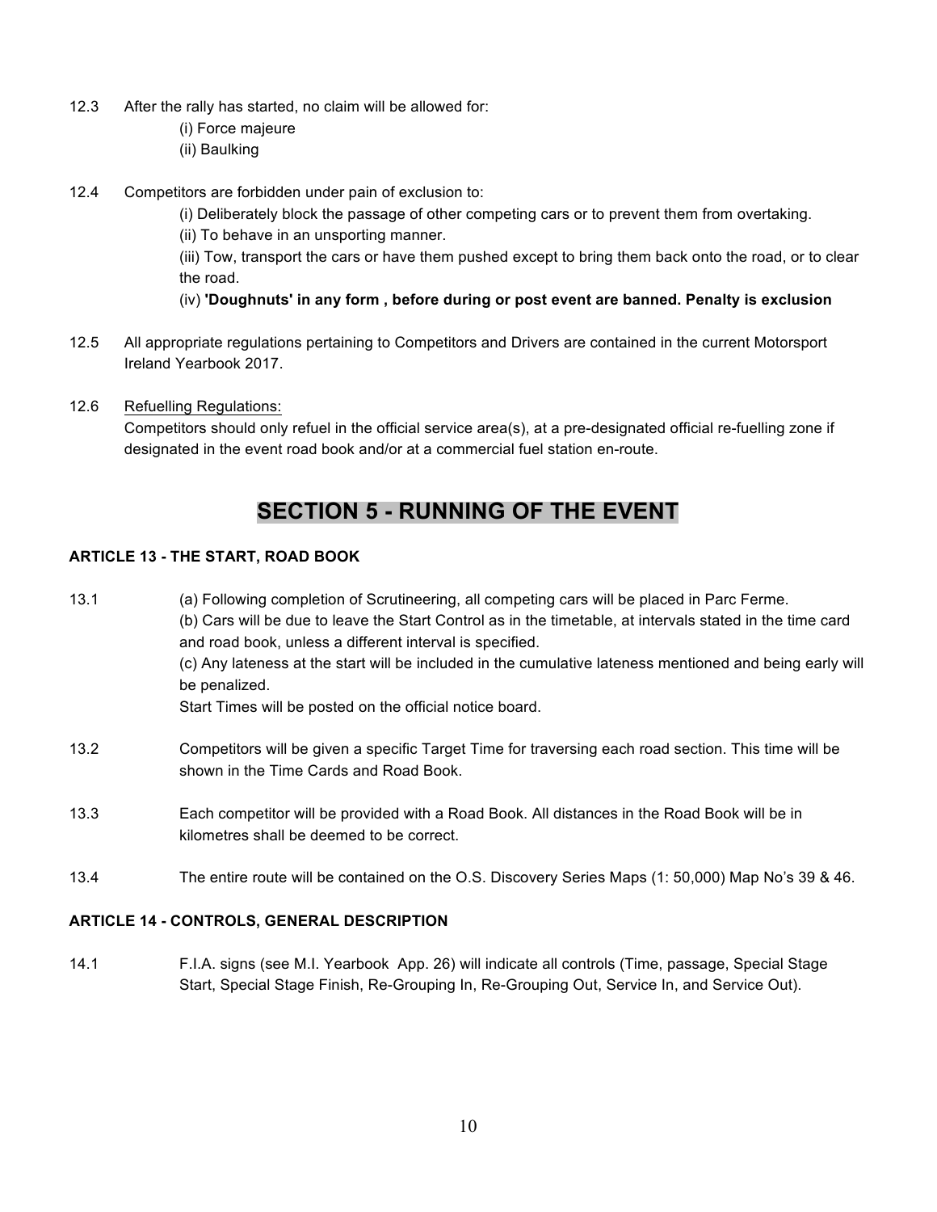12.3 After the rally has started, no claim will be allowed for:

(i) Force majeure
(ii) Baulking

12.4 Competitors are forbidden under pain of exclusion to:

(i) Deliberately block the passage of other competing cars or to prevent them from overtaking.
(ii) To behave in an unsporting manner.
(iii) Tow, transport the cars or have them pushed except to bring them back onto the road, or to clear the road.
(iv) **'Doughnuts' in any form , before during or post event are banned. Penalty is exclusion**

12.5 All appropriate regulations pertaining to Competitors and Drivers are contained in the current Motorsport Ireland Yearbook 2017.

12.6 Refuelling Regulations:
Competitors should only refuel in the official service area(s), at a pre-designated official re-fuelling zone if designated in the event road book and/or at a commercial fuel station en-route.

## SECTION 5 - RUNNING OF THE EVENT

### ARTICLE 13 - THE START, ROAD BOOK

13.1 (a) Following completion of Scrutineering, all competing cars will be placed in Parc Ferme.
(b) Cars will be due to leave the Start Control as in the timetable, at intervals stated in the time card and road book, unless a different interval is specified.
(c) Any lateness at the start will be included in the cumulative lateness mentioned and being early will be penalized.
Start Times will be posted on the official notice board.

13.2 Competitors will be given a specific Target Time for traversing each road section. This time will be shown in the Time Cards and Road Book.

13.3 Each competitor will be provided with a Road Book. All distances in the Road Book will be in kilometres shall be deemed to be correct.

13.4 The entire route will be contained on the O.S. Discovery Series Maps (1: 50,000) Map No's 39 & 46.

### ARTICLE 14 - CONTROLS, GENERAL DESCRIPTION

14.1 F.I.A. signs (see M.I. Yearbook App. 26) will indicate all controls (Time, passage, Special Stage Start, Special Stage Finish, Re-Grouping In, Re-Grouping Out, Service In, and Service Out).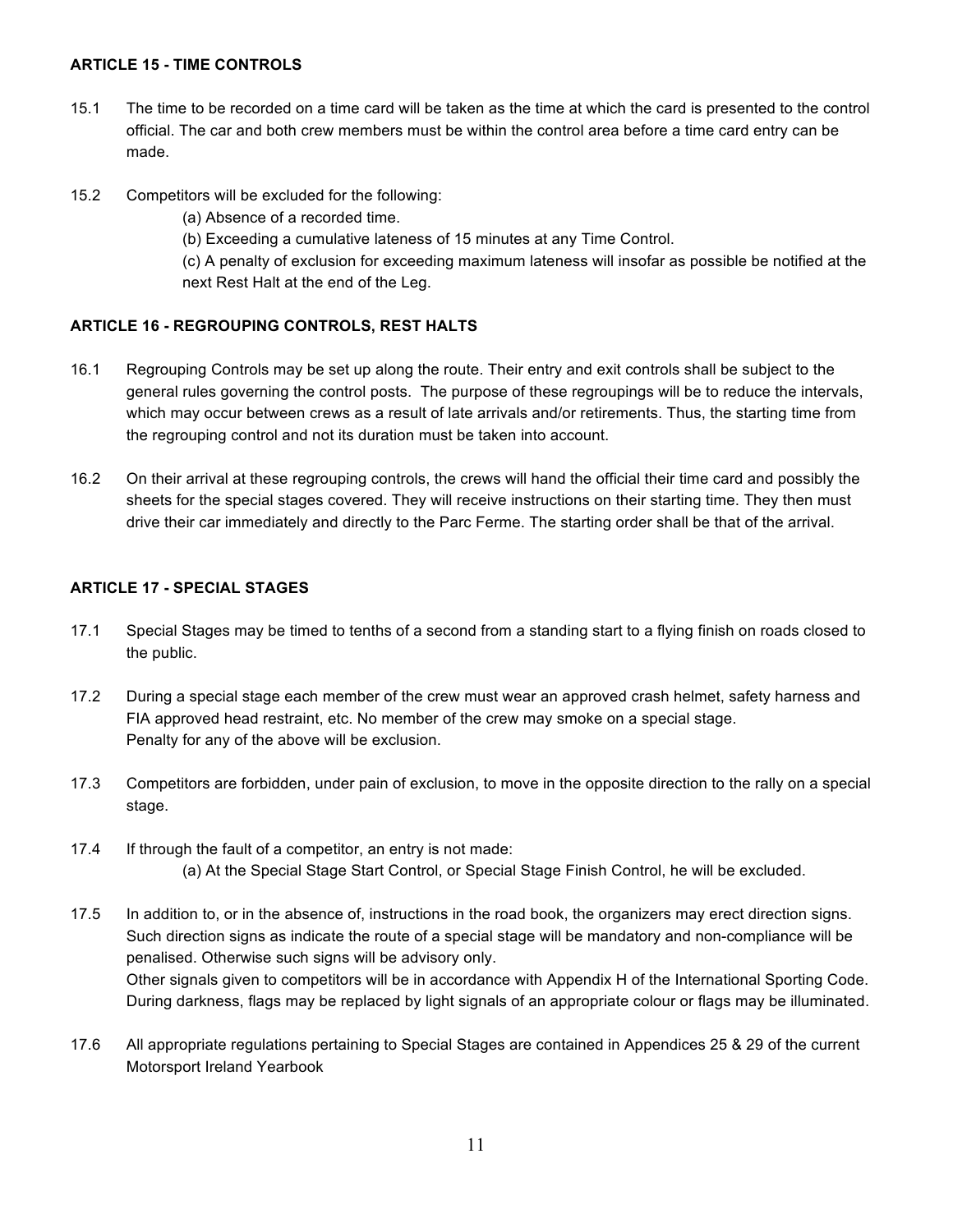### ARTICLE 15 - TIME CONTROLS

15.1 The time to be recorded on a time card will be taken as the time at which the card is presented to the control official. The car and both crew members must be within the control area before a time card entry can be made.

15.2 Competitors will be excluded for the following:

(a) Absence of a recorded time.

(b) Exceeding a cumulative lateness of 15 minutes at any Time Control.

(c) A penalty of exclusion for exceeding maximum lateness will insofar as possible be notified at the next Rest Halt at the end of the Leg.

### ARTICLE 16 - REGROUPING CONTROLS, REST HALTS

16.1 Regrouping Controls may be set up along the route. Their entry and exit controls shall be subject to the general rules governing the control posts. The purpose of these regroupings will be to reduce the intervals, which may occur between crews as a result of late arrivals and/or retirements. Thus, the starting time from the regrouping control and not its duration must be taken into account.

16.2 On their arrival at these regrouping controls, the crews will hand the official their time card and possibly the sheets for the special stages covered. They will receive instructions on their starting time. They then must drive their car immediately and directly to the Parc Ferme. The starting order shall be that of the arrival.

### ARTICLE 17 - SPECIAL STAGES

17.1 Special Stages may be timed to tenths of a second from a standing start to a flying finish on roads closed to the public.

17.2 During a special stage each member of the crew must wear an approved crash helmet, safety harness and FIA approved head restraint, etc. No member of the crew may smoke on a special stage.
Penalty for any of the above will be exclusion.

17.3 Competitors are forbidden, under pain of exclusion, to move in the opposite direction to the rally on a special stage.

17.4 If through the fault of a competitor, an entry is not made:

(a) At the Special Stage Start Control, or Special Stage Finish Control, he will be excluded.

17.5 In addition to, or in the absence of, instructions in the road book, the organizers may erect direction signs. Such direction signs as indicate the route of a special stage will be mandatory and non-compliance will be penalised. Otherwise such signs will be advisory only.
Other signals given to competitors will be in accordance with Appendix H of the International Sporting Code. During darkness, flags may be replaced by light signals of an appropriate colour or flags may be illuminated.

17.6 All appropriate regulations pertaining to Special Stages are contained in Appendices 25 & 29 of the current Motorsport Ireland Yearbook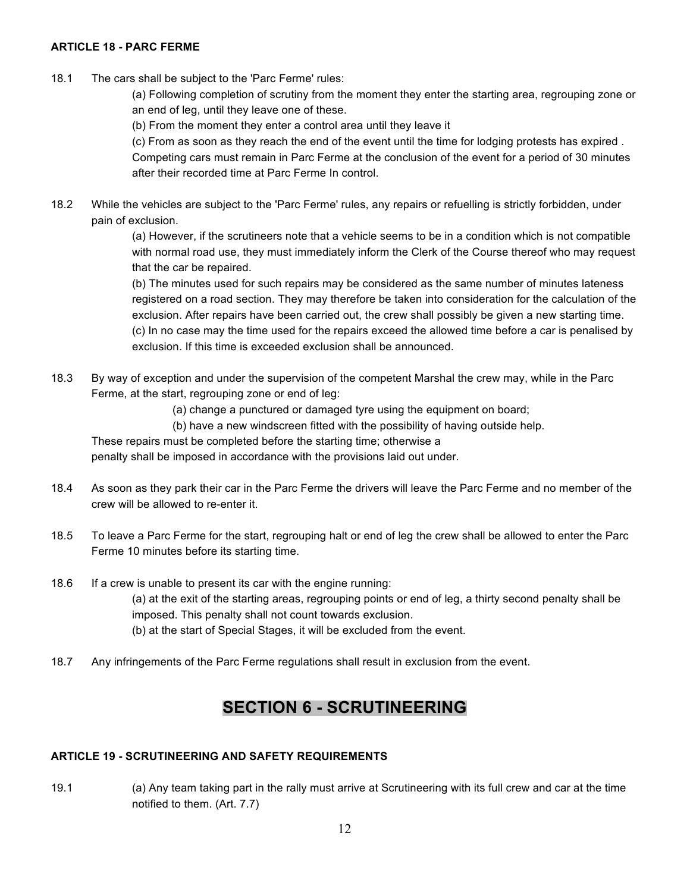**ARTICLE 18 - PARC FERME**

18.1 The cars shall be subject to the 'Parc Ferme' rules:

(a) Following completion of scrutiny from the moment they enter the starting area, regrouping zone or an end of leg, until they leave one of these.

(b) From the moment they enter a control area until they leave it

(c) From as soon as they reach the end of the event until the time for lodging protests has expired . Competing cars must remain in Parc Ferme at the conclusion of the event for a period of 30 minutes after their recorded time at Parc Ferme In control.

18.2 While the vehicles are subject to the 'Parc Ferme' rules, any repairs or refuelling is strictly forbidden, under pain of exclusion.

(a) However, if the scrutineers note that a vehicle seems to be in a condition which is not compatible with normal road use, they must immediately inform the Clerk of the Course thereof who may request that the car be repaired.

(b) The minutes used for such repairs may be considered as the same number of minutes lateness registered on a road section. They may therefore be taken into consideration for the calculation of the exclusion. After repairs have been carried out, the crew shall possibly be given a new starting time.

(c) In no case may the time used for the repairs exceed the allowed time before a car is penalised by exclusion. If this time is exceeded exclusion shall be announced.

18.3 By way of exception and under the supervision of the competent Marshal the crew may, while in the Parc Ferme, at the start, regrouping zone or end of leg:

(a) change a punctured or damaged tyre using the equipment on board;

(b) have a new windscreen fitted with the possibility of having outside help.

These repairs must be completed before the starting time; otherwise a penalty shall be imposed in accordance with the provisions laid out under.

18.4 As soon as they park their car in the Parc Ferme the drivers will leave the Parc Ferme and no member of the crew will be allowed to re-enter it.

18.5 To leave a Parc Ferme for the start, regrouping halt or end of leg the crew shall be allowed to enter the Parc Ferme 10 minutes before its starting time.

18.6 If a crew is unable to present its car with the engine running:

(a) at the exit of the starting areas, regrouping points or end of leg, a thirty second penalty shall be imposed. This penalty shall not count towards exclusion.

(b) at the start of Special Stages, it will be excluded from the event.

18.7 Any infringements of the Parc Ferme regulations shall result in exclusion from the event.

# SECTION 6 - SCRUTINEERING

**ARTICLE 19 - SCRUTINEERING AND SAFETY REQUIREMENTS**

19.1 (a) Any team taking part in the rally must arrive at Scrutineering with its full crew and car at the time notified to them. (Art. 7.7)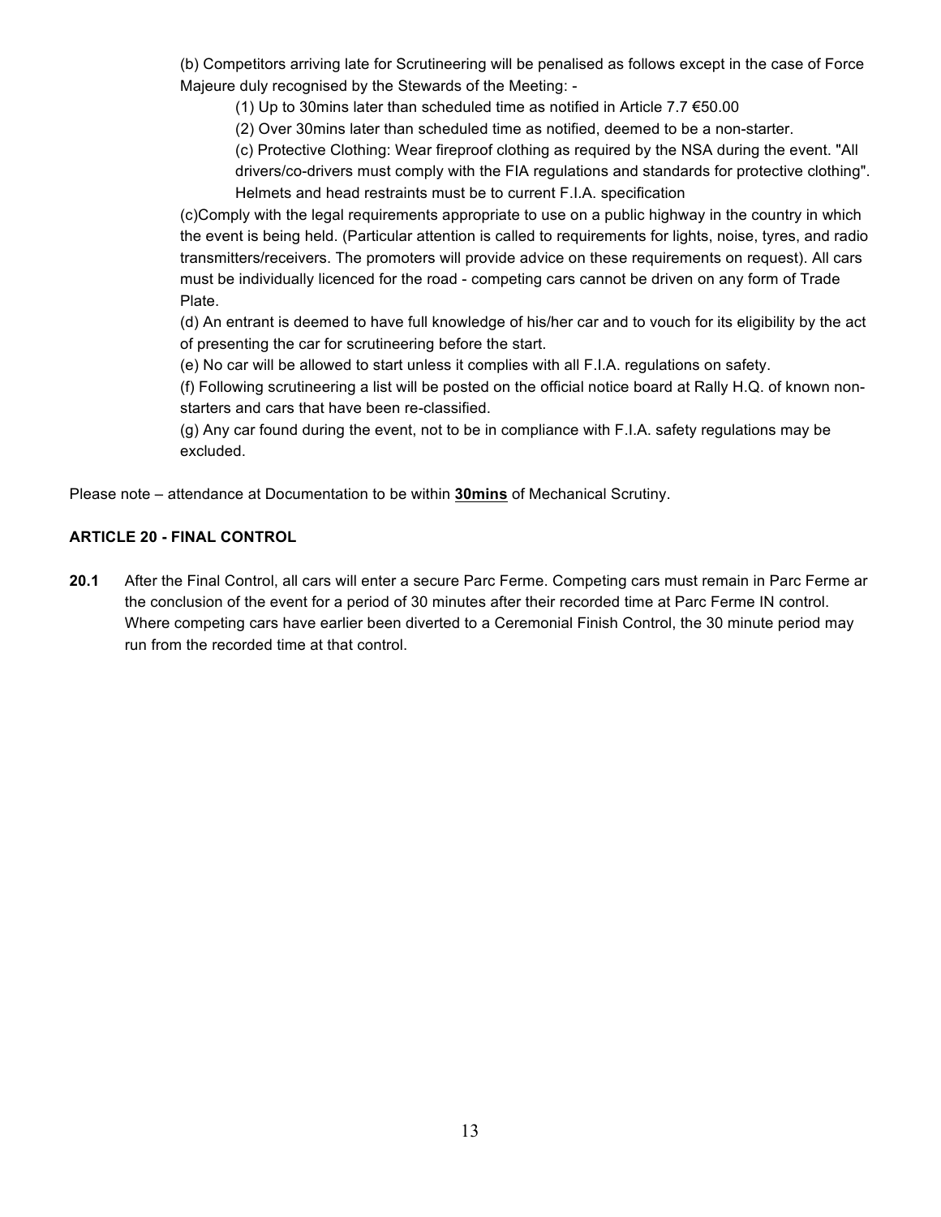(b) Competitors arriving late for Scrutineering will be penalised as follows except in the case of Force Majeure duly recognised by the Stewards of the Meeting: -

(1) Up to 30mins later than scheduled time as notified in Article 7.7 €50.00

(2) Over 30mins later than scheduled time as notified, deemed to be a non-starter.

(c) Protective Clothing: Wear fireproof clothing as required by the NSA during the event. "All drivers/co-drivers must comply with the FIA regulations and standards for protective clothing". Helmets and head restraints must be to current F.I.A. specification

(c)Comply with the legal requirements appropriate to use on a public highway in the country in which the event is being held. (Particular attention is called to requirements for lights, noise, tyres, and radio transmitters/receivers. The promoters will provide advice on these requirements on request). All cars must be individually licenced for the road - competing cars cannot be driven on any form of Trade Plate.

(d) An entrant is deemed to have full knowledge of his/her car and to vouch for its eligibility by the act of presenting the car for scrutineering before the start.

(e) No car will be allowed to start unless it complies with all F.I.A. regulations on safety.

(f) Following scrutineering a list will be posted on the official notice board at Rally H.Q. of known non-starters and cars that have been re-classified.

(g) Any car found during the event, not to be in compliance with F.I.A. safety regulations may be excluded.

Please note – attendance at Documentation to be within **30mins** of Mechanical Scrutiny.

### ARTICLE 20 - FINAL CONTROL

**20.1** After the Final Control, all cars will enter a secure Parc Ferme. Competing cars must remain in Parc Ferme ar the conclusion of the event for a period of 30 minutes after their recorded time at Parc Ferme IN control. Where competing cars have earlier been diverted to a Ceremonial Finish Control, the 30 minute period may run from the recorded time at that control.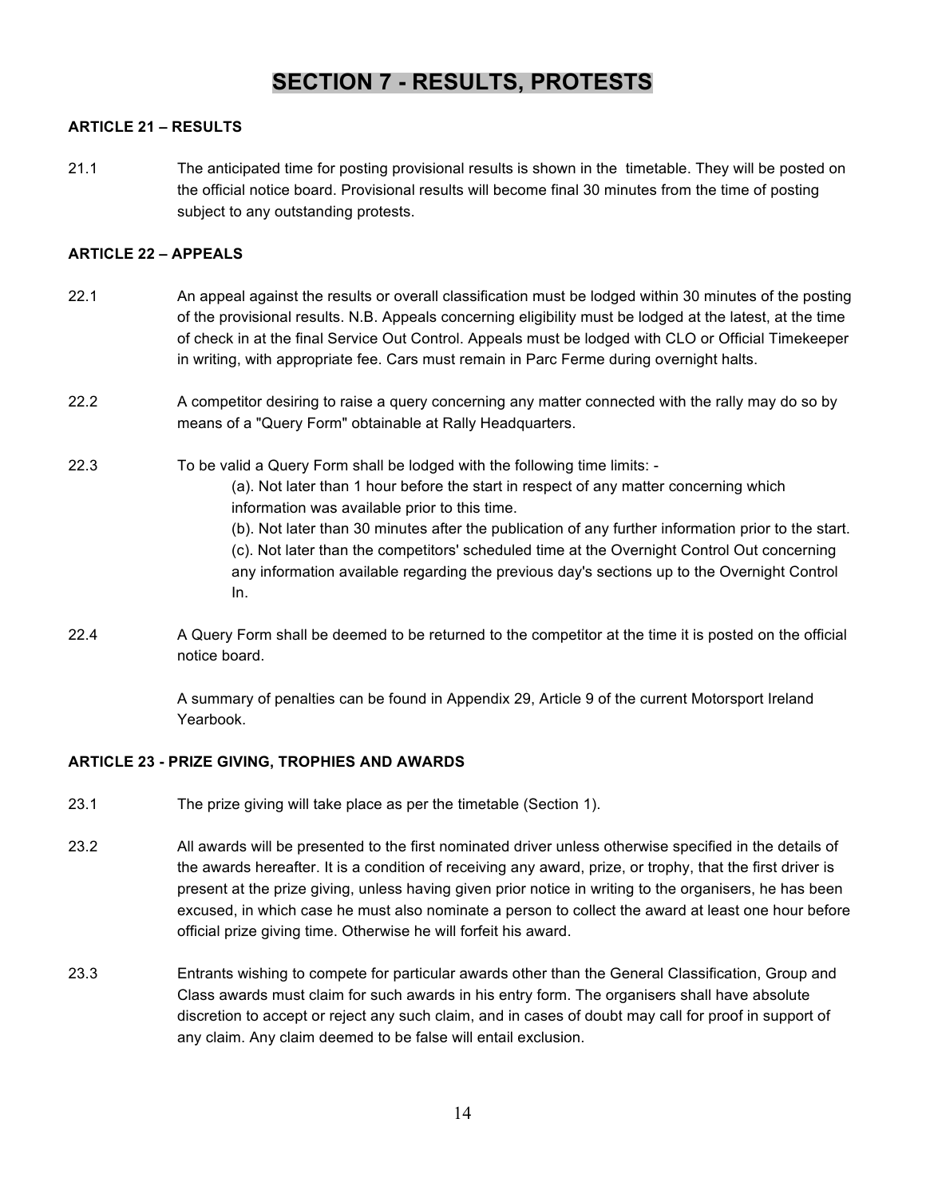# SECTION 7 - RESULTS, PROTESTS

### ARTICLE 21 – RESULTS

21.1 The anticipated time for posting provisional results is shown in the timetable. They will be posted on the official notice board. Provisional results will become final 30 minutes from the time of posting subject to any outstanding protests.

### ARTICLE 22 – APPEALS

22.1 An appeal against the results or overall classification must be lodged within 30 minutes of the posting of the provisional results. N.B. Appeals concerning eligibility must be lodged at the latest, at the time of check in at the final Service Out Control. Appeals must be lodged with CLO or Official Timekeeper in writing, with appropriate fee. Cars must remain in Parc Ferme during overnight halts.

22.2 A competitor desiring to raise a query concerning any matter connected with the rally may do so by means of a "Query Form" obtainable at Rally Headquarters.

22.3 To be valid a Query Form shall be lodged with the following time limits: -

(a). Not later than 1 hour before the start in respect of any matter concerning which information was available prior to this time.

(b). Not later than 30 minutes after the publication of any further information prior to the start.

(c). Not later than the competitors' scheduled time at the Overnight Control Out concerning any information available regarding the previous day's sections up to the Overnight Control In.

22.4 A Query Form shall be deemed to be returned to the competitor at the time it is posted on the official notice board.

A summary of penalties can be found in Appendix 29, Article 9 of the current Motorsport Ireland Yearbook.

### ARTICLE 23 - PRIZE GIVING, TROPHIES AND AWARDS

23.1 The prize giving will take place as per the timetable (Section 1).

23.2 All awards will be presented to the first nominated driver unless otherwise specified in the details of the awards hereafter. It is a condition of receiving any award, prize, or trophy, that the first driver is present at the prize giving, unless having given prior notice in writing to the organisers, he has been excused, in which case he must also nominate a person to collect the award at least one hour before official prize giving time. Otherwise he will forfeit his award.

23.3 Entrants wishing to compete for particular awards other than the General Classification, Group and Class awards must claim for such awards in his entry form. The organisers shall have absolute discretion to accept or reject any such claim, and in cases of doubt may call for proof in support of any claim. Any claim deemed to be false will entail exclusion.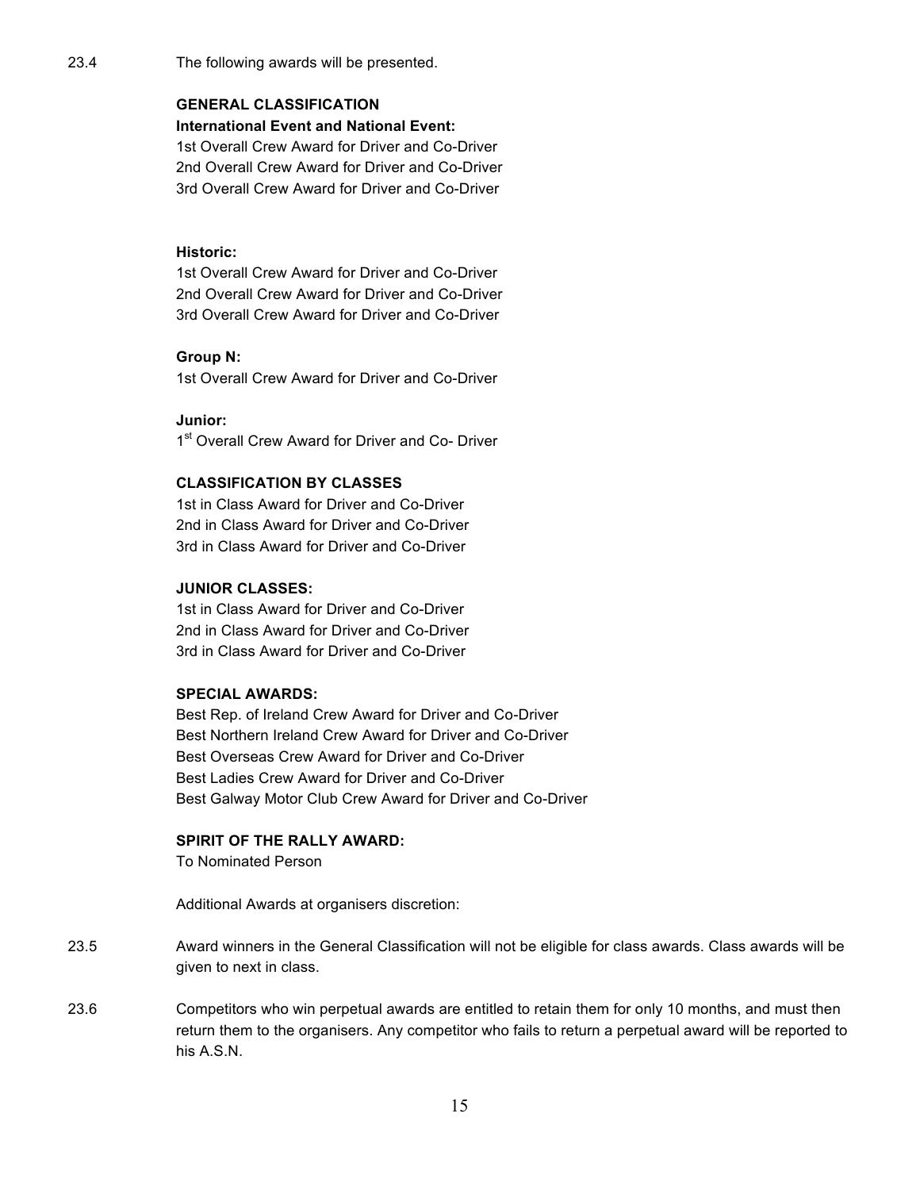23.4 The following awards will be presented.

**GENERAL CLASSIFICATION**

**International Event and National Event:**

1st Overall Crew Award for Driver and Co-Driver
2nd Overall Crew Award for Driver and Co-Driver
3rd Overall Crew Award for Driver and Co-Driver

**Historic:**

1st Overall Crew Award for Driver and Co-Driver
2nd Overall Crew Award for Driver and Co-Driver
3rd Overall Crew Award for Driver and Co-Driver

**Group N:**

1st Overall Crew Award for Driver and Co-Driver

**Junior:**

1st Overall Crew Award for Driver and Co- Driver

**CLASSIFICATION BY CLASSES**

1st in Class Award for Driver and Co-Driver
2nd in Class Award for Driver and Co-Driver
3rd in Class Award for Driver and Co-Driver

**JUNIOR CLASSES:**

1st in Class Award for Driver and Co-Driver
2nd in Class Award for Driver and Co-Driver
3rd in Class Award for Driver and Co-Driver

**SPECIAL AWARDS:**

Best Rep. of Ireland Crew Award for Driver and Co-Driver
Best Northern Ireland Crew Award for Driver and Co-Driver
Best Overseas Crew Award for Driver and Co-Driver
Best Ladies Crew Award for Driver and Co-Driver
Best Galway Motor Club Crew Award for Driver and Co-Driver

**SPIRIT OF THE RALLY AWARD:**

To Nominated Person

Additional Awards at organisers discretion:

23.5 Award winners in the General Classification will not be eligible for class awards. Class awards will be given to next in class.

23.6 Competitors who win perpetual awards are entitled to retain them for only 10 months, and must then return them to the organisers. Any competitor who fails to return a perpetual award will be reported to his A.S.N.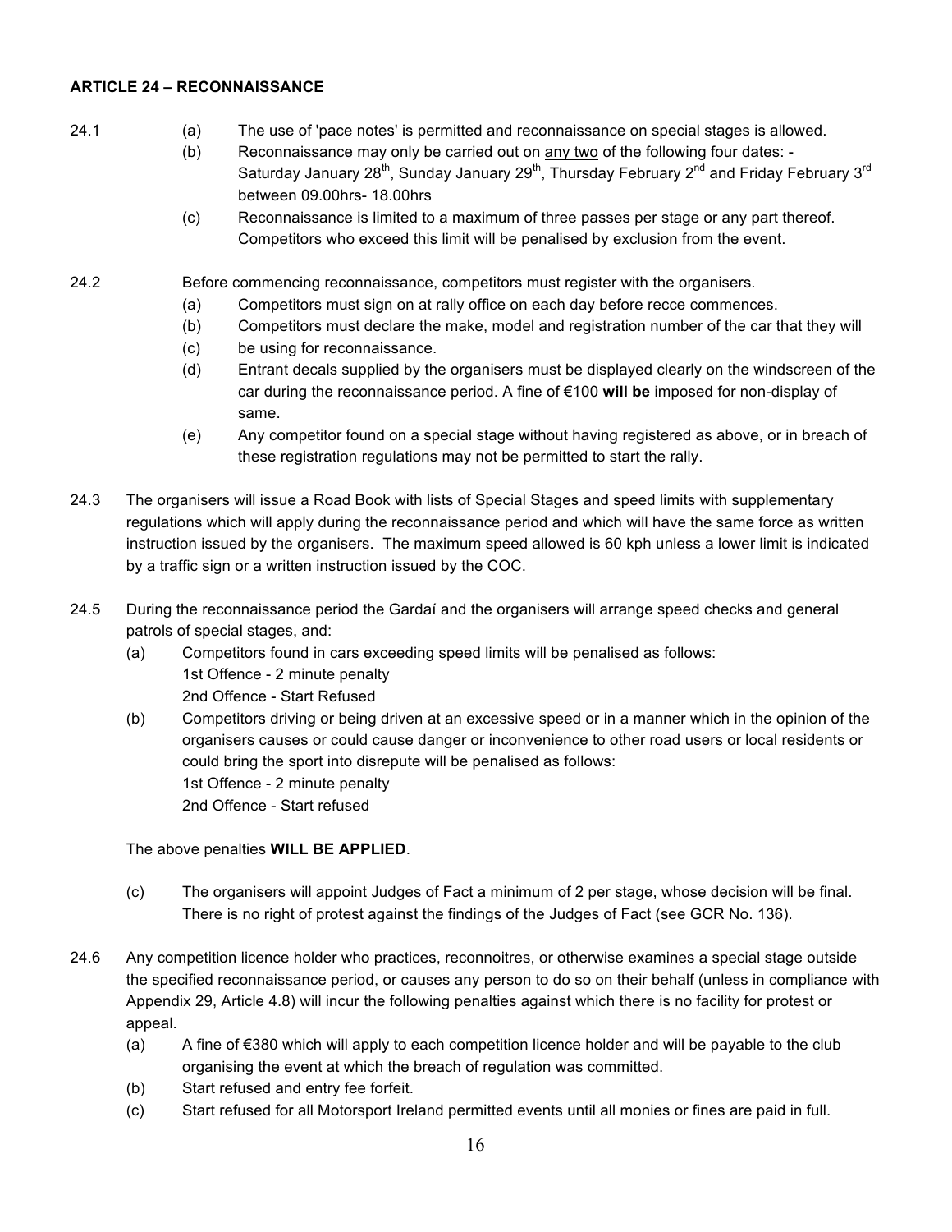**ARTICLE 24 – RECONNAISSANCE**

24.1

- (a) The use of 'pace notes' is permitted and reconnaissance on special stages is allowed.
- (b) Reconnaissance may only be carried out on <u>any two</u> of the following four dates: - Saturday January 28th, Sunday January 29th, Thursday February 2nd and Friday February 3rd between 09.00hrs- 18.00hrs
- (c) Reconnaissance is limited to a maximum of three passes per stage or any part thereof. Competitors who exceed this limit will be penalised by exclusion from the event.

24.2 Before commencing reconnaissance, competitors must register with the organisers.

- (a) Competitors must sign on at rally office on each day before recce commences.
- (b) Competitors must declare the make, model and registration number of the car that they will
- (c) be using for reconnaissance.
- (d) Entrant decals supplied by the organisers must be displayed clearly on the windscreen of the car during the reconnaissance period. A fine of €100 **will be** imposed for non-display of same.
- (e) Any competitor found on a special stage without having registered as above, or in breach of these registration regulations may not be permitted to start the rally.

24.3 The organisers will issue a Road Book with lists of Special Stages and speed limits with supplementary regulations which will apply during the reconnaissance period and which will have the same force as written instruction issued by the organisers. The maximum speed allowed is 60 kph unless a lower limit is indicated by a traffic sign or a written instruction issued by the COC.

24.5 During the reconnaissance period the Gardaí and the organisers will arrange speed checks and general patrols of special stages, and:

- (a) Competitors found in cars exceeding speed limits will be penalised as follows:
  1st Offence - 2 minute penalty
  2nd Offence - Start Refused
- (b) Competitors driving or being driven at an excessive speed or in a manner which in the opinion of the organisers causes or could cause danger or inconvenience to other road users or local residents or could bring the sport into disrepute will be penalised as follows:
  1st Offence - 2 minute penalty
  2nd Offence - Start refused

The above penalties **WILL BE APPLIED**.

- (c) The organisers will appoint Judges of Fact a minimum of 2 per stage, whose decision will be final. There is no right of protest against the findings of the Judges of Fact (see GCR No. 136).

24.6 Any competition licence holder who practices, reconnoitres, or otherwise examines a special stage outside the specified reconnaissance period, or causes any person to do so on their behalf (unless in compliance with Appendix 29, Article 4.8) will incur the following penalties against which there is no facility for protest or appeal.

- (a) A fine of €380 which will apply to each competition licence holder and will be payable to the club organising the event at which the breach of regulation was committed.
- (b) Start refused and entry fee forfeit.
- (c) Start refused for all Motorsport Ireland permitted events until all monies or fines are paid in full.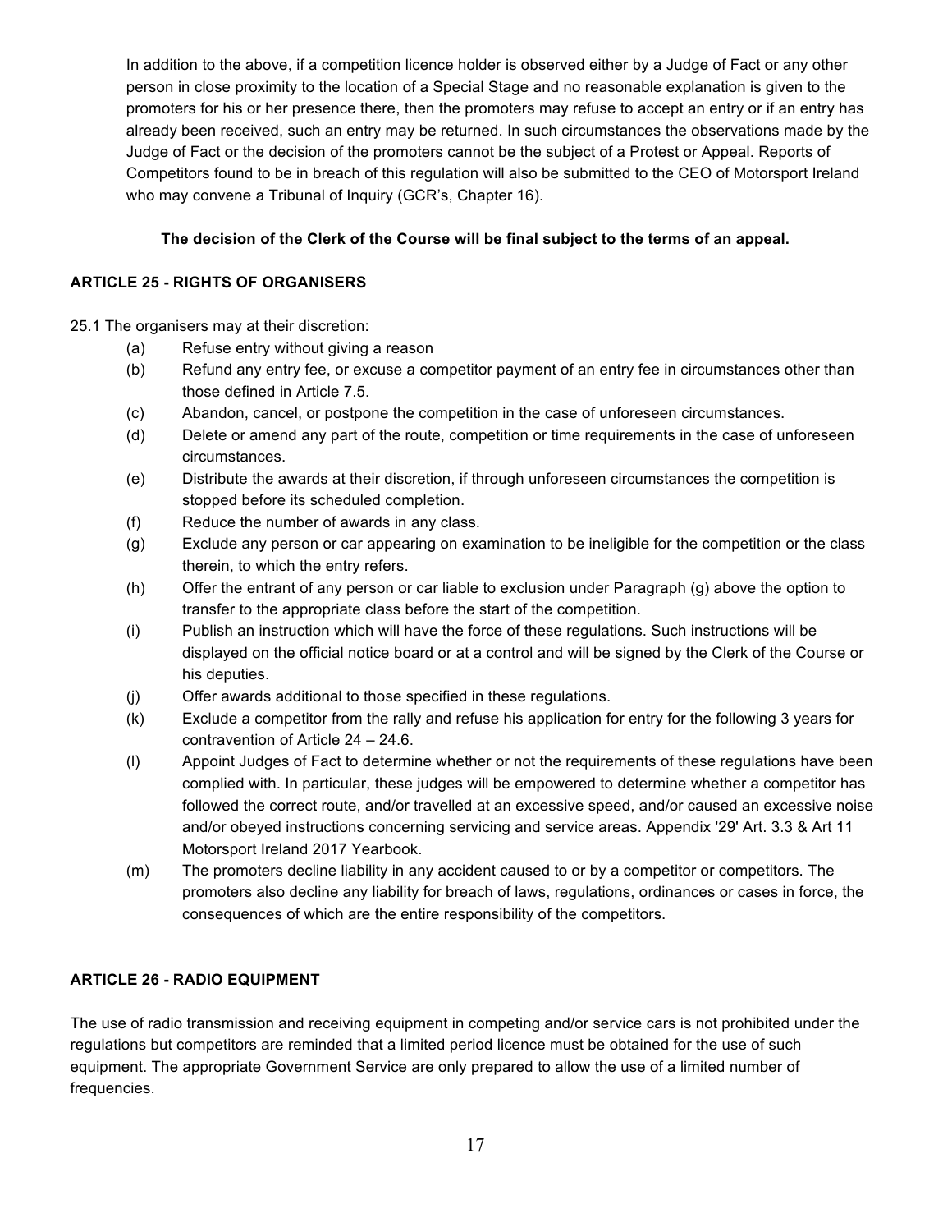In addition to the above, if a competition licence holder is observed either by a Judge of Fact or any other person in close proximity to the location of a Special Stage and no reasonable explanation is given to the promoters for his or her presence there, then the promoters may refuse to accept an entry or if an entry has already been received, such an entry may be returned. In such circumstances the observations made by the Judge of Fact or the decision of the promoters cannot be the subject of a Protest or Appeal. Reports of Competitors found to be in breach of this regulation will also be submitted to the CEO of Motorsport Ireland who may convene a Tribunal of Inquiry (GCR's, Chapter 16).

**The decision of the Clerk of the Course will be final subject to the terms of an appeal.**

### ARTICLE 25 - RIGHTS OF ORGANISERS

25.1 The organisers may at their discretion:

(a) Refuse entry without giving a reason

(b) Refund any entry fee, or excuse a competitor payment of an entry fee in circumstances other than those defined in Article 7.5.

(c) Abandon, cancel, or postpone the competition in the case of unforeseen circumstances.

(d) Delete or amend any part of the route, competition or time requirements in the case of unforeseen circumstances.

(e) Distribute the awards at their discretion, if through unforeseen circumstances the competition is stopped before its scheduled completion.

(f) Reduce the number of awards in any class.

(g) Exclude any person or car appearing on examination to be ineligible for the competition or the class therein, to which the entry refers.

(h) Offer the entrant of any person or car liable to exclusion under Paragraph (g) above the option to transfer to the appropriate class before the start of the competition.

(i) Publish an instruction which will have the force of these regulations. Such instructions will be displayed on the official notice board or at a control and will be signed by the Clerk of the Course or his deputies.

(j) Offer awards additional to those specified in these regulations.

(k) Exclude a competitor from the rally and refuse his application for entry for the following 3 years for contravention of Article 24 – 24.6.

(l) Appoint Judges of Fact to determine whether or not the requirements of these regulations have been complied with. In particular, these judges will be empowered to determine whether a competitor has followed the correct route, and/or travelled at an excessive speed, and/or caused an excessive noise and/or obeyed instructions concerning servicing and service areas. Appendix '29' Art. 3.3 & Art 11 Motorsport Ireland 2017 Yearbook.

(m) The promoters decline liability in any accident caused to or by a competitor or competitors. The promoters also decline any liability for breach of laws, regulations, ordinances or cases in force, the consequences of which are the entire responsibility of the competitors.

### ARTICLE 26 - RADIO EQUIPMENT

The use of radio transmission and receiving equipment in competing and/or service cars is not prohibited under the regulations but competitors are reminded that a limited period licence must be obtained for the use of such equipment. The appropriate Government Service are only prepared to allow the use of a limited number of frequencies.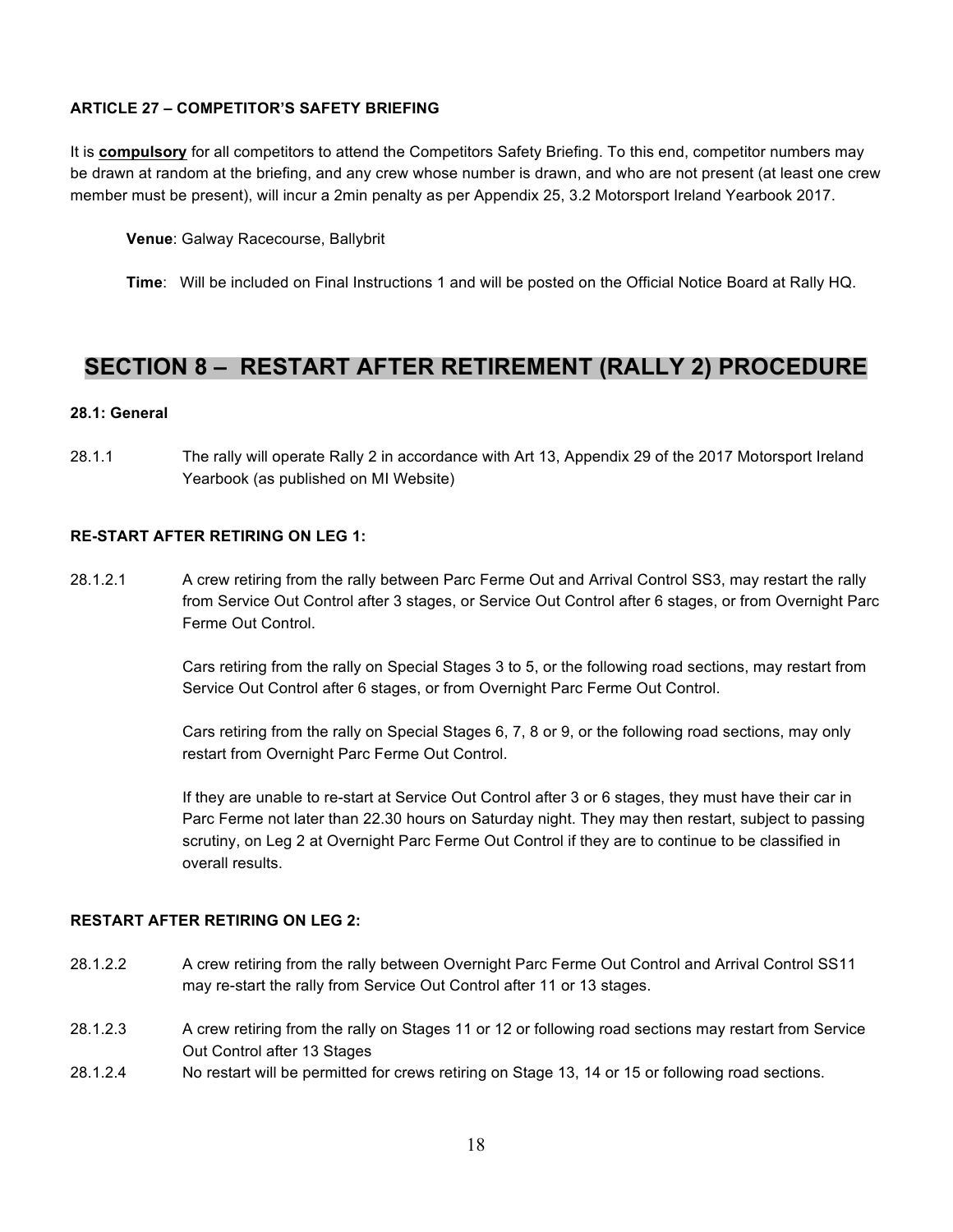#### ARTICLE 27 – COMPETITOR'S SAFETY BRIEFING

It is **compulsory** for all competitors to attend the Competitors Safety Briefing. To this end, competitor numbers may be drawn at random at the briefing, and any crew whose number is drawn, and who are not present (at least one crew member must be present), will incur a 2min penalty as per Appendix 25, 3.2 Motorsport Ireland Yearbook 2017.

**Venue**: Galway Racecourse, Ballybrit

**Time**: Will be included on Final Instructions 1 and will be posted on the Official Notice Board at Rally HQ.

## SECTION 8 – RESTART AFTER RETIREMENT (RALLY 2) PROCEDURE

**28.1: General**

28.1.1 The rally will operate Rally 2 in accordance with Art 13, Appendix 29 of the 2017 Motorsport Ireland Yearbook (as published on MI Website)

**RE-START AFTER RETIRING ON LEG 1:**

28.1.2.1 A crew retiring from the rally between Parc Ferme Out and Arrival Control SS3, may restart the rally from Service Out Control after 3 stages, or Service Out Control after 6 stages, or from Overnight Parc Ferme Out Control.

Cars retiring from the rally on Special Stages 3 to 5, or the following road sections, may restart from Service Out Control after 6 stages, or from Overnight Parc Ferme Out Control.

Cars retiring from the rally on Special Stages 6, 7, 8 or 9, or the following road sections, may only restart from Overnight Parc Ferme Out Control.

If they are unable to re-start at Service Out Control after 3 or 6 stages, they must have their car in Parc Ferme not later than 22.30 hours on Saturday night. They may then restart, subject to passing scrutiny, on Leg 2 at Overnight Parc Ferme Out Control if they are to continue to be classified in overall results.

**RESTART AFTER RETIRING ON LEG 2:**

28.1.2.2 A crew retiring from the rally between Overnight Parc Ferme Out Control and Arrival Control SS11 may re-start the rally from Service Out Control after 11 or 13 stages.

28.1.2.3 A crew retiring from the rally on Stages 11 or 12 or following road sections may restart from Service Out Control after 13 Stages

28.1.2.4 No restart will be permitted for crews retiring on Stage 13, 14 or 15 or following road sections.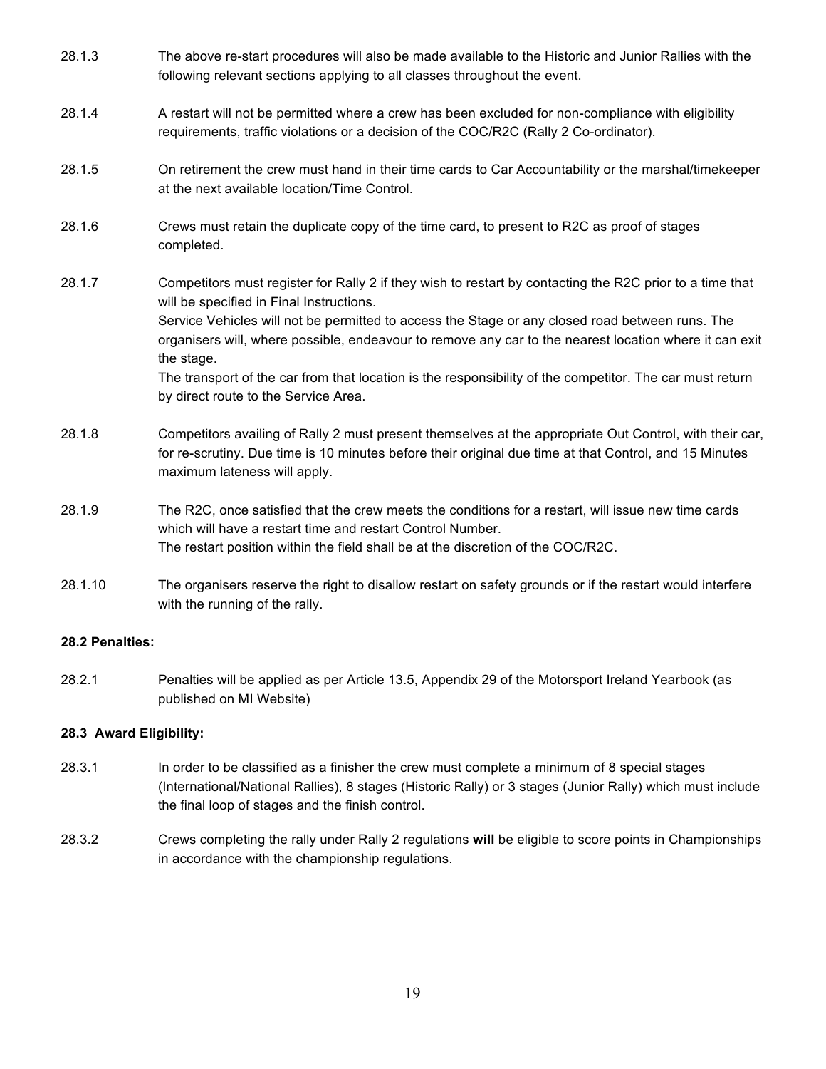28.1.3 The above re-start procedures will also be made available to the Historic and Junior Rallies with the following relevant sections applying to all classes throughout the event.

28.1.4 A restart will not be permitted where a crew has been excluded for non-compliance with eligibility requirements, traffic violations or a decision of the COC/R2C (Rally 2 Co-ordinator).

28.1.5 On retirement the crew must hand in their time cards to Car Accountability or the marshal/timekeeper at the next available location/Time Control.

28.1.6 Crews must retain the duplicate copy of the time card, to present to R2C as proof of stages completed.

28.1.7 Competitors must register for Rally 2 if they wish to restart by contacting the R2C prior to a time that will be specified in Final Instructions.
Service Vehicles will not be permitted to access the Stage or any closed road between runs. The organisers will, where possible, endeavour to remove any car to the nearest location where it can exit the stage.
The transport of the car from that location is the responsibility of the competitor. The car must return by direct route to the Service Area.

28.1.8 Competitors availing of Rally 2 must present themselves at the appropriate Out Control, with their car, for re-scrutiny. Due time is 10 minutes before their original due time at that Control, and 15 Minutes maximum lateness will apply.

28.1.9 The R2C, once satisfied that the crew meets the conditions for a restart, will issue new time cards which will have a restart time and restart Control Number.
The restart position within the field shall be at the discretion of the COC/R2C.

28.1.10 The organisers reserve the right to disallow restart on safety grounds or if the restart would interfere with the running of the rally.

**28.2 Penalties:**

28.2.1 Penalties will be applied as per Article 13.5, Appendix 29 of the Motorsport Ireland Yearbook (as published on MI Website)

**28.3 Award Eligibility:**

28.3.1 In order to be classified as a finisher the crew must complete a minimum of 8 special stages (International/National Rallies), 8 stages (Historic Rally) or 3 stages (Junior Rally) which must include the final loop of stages and the finish control.

28.3.2 Crews completing the rally under Rally 2 regulations **will** be eligible to score points in Championships in accordance with the championship regulations.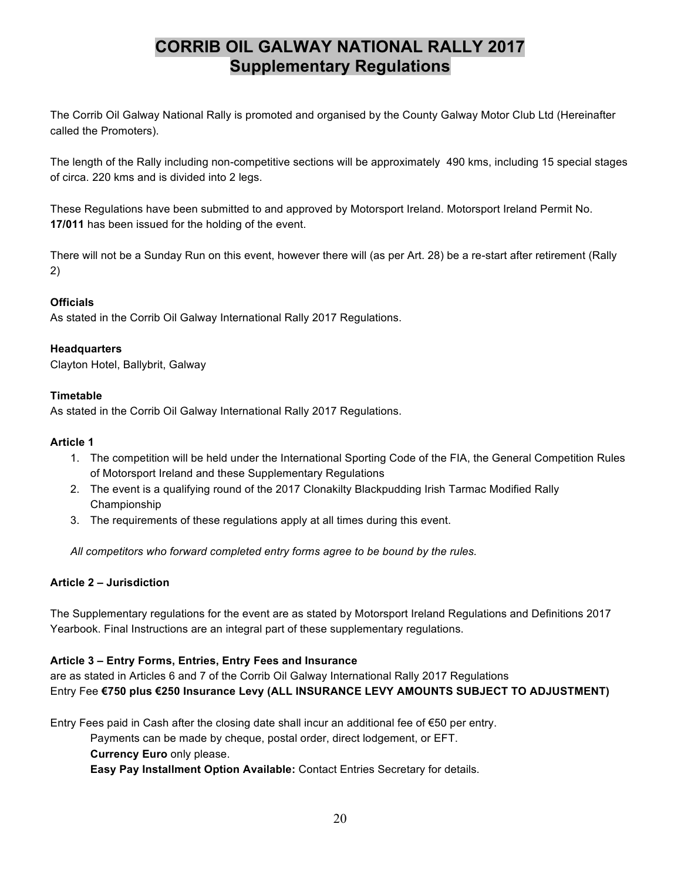# CORRIB OIL GALWAY NATIONAL RALLY 2017
## Supplementary Regulations

The Corrib Oil Galway National Rally is promoted and organised by the County Galway Motor Club Ltd (Hereinafter called the Promoters).

The length of the Rally including non-competitive sections will be approximately 490 kms, including 15 special stages of circa. 220 kms and is divided into 2 legs.

These Regulations have been submitted to and approved by Motorsport Ireland. Motorsport Ireland Permit No. **17/011** has been issued for the holding of the event.

There will not be a Sunday Run on this event, however there will (as per Art. 28) be a re-start after retirement (Rally 2)

**Officials**
As stated in the Corrib Oil Galway International Rally 2017 Regulations.

**Headquarters**
Clayton Hotel, Ballybrit, Galway

**Timetable**
As stated in the Corrib Oil Galway International Rally 2017 Regulations.

**Article 1**

1. The competition will be held under the International Sporting Code of the FIA, the General Competition Rules of Motorsport Ireland and these Supplementary Regulations
2. The event is a qualifying round of the 2017 Clonakilty Blackpudding Irish Tarmac Modified Rally Championship
3. The requirements of these regulations apply at all times during this event.

*All competitors who forward completed entry forms agree to be bound by the rules.*

**Article 2 – Jurisdiction**

The Supplementary regulations for the event are as stated by Motorsport Ireland Regulations and Definitions 2017 Yearbook. Final Instructions are an integral part of these supplementary regulations.

**Article 3 – Entry Forms, Entries, Entry Fees and Insurance**
are as stated in Articles 6 and 7 of the Corrib Oil Galway International Rally 2017 Regulations
Entry Fee **€750 plus €250 Insurance Levy (ALL INSURANCE LEVY AMOUNTS SUBJECT TO ADJUSTMENT)**

Entry Fees paid in Cash after the closing date shall incur an additional fee of €50 per entry.
Payments can be made by cheque, postal order, direct lodgement, or EFT.
**Currency Euro** only please.
**Easy Pay Installment Option Available:** Contact Entries Secretary for details.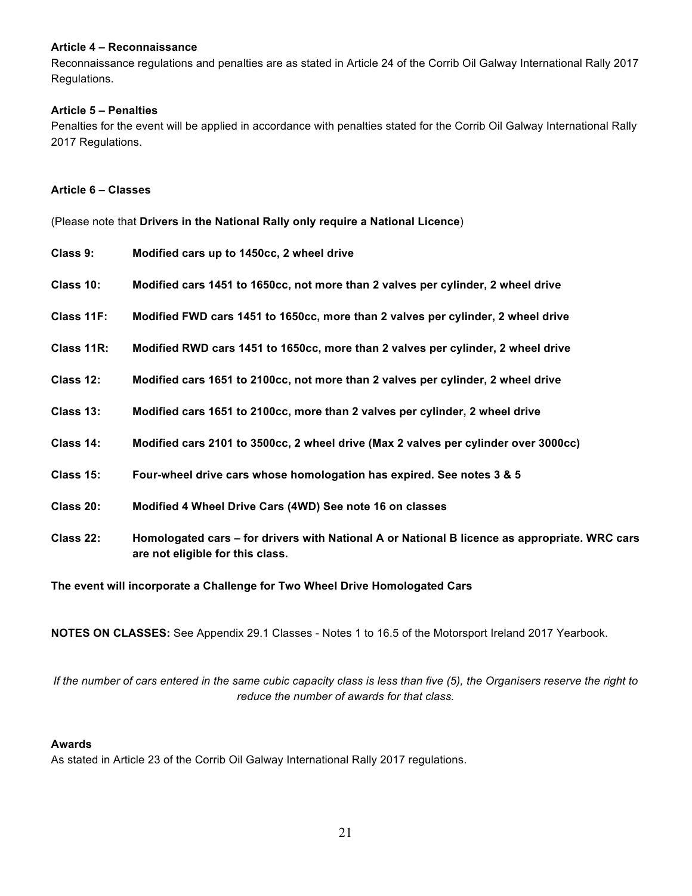### Article 4 – Reconnaissance

Reconnaissance regulations and penalties are as stated in Article 24 of the Corrib Oil Galway International Rally 2017 Regulations.

### Article 5 – Penalties

Penalties for the event will be applied in accordance with penalties stated for the Corrib Oil Galway International Rally 2017 Regulations.

### Article 6 – Classes

(Please note that **Drivers in the National Rally only require a National Licence**)

| | |
|---|---|
| **Class 9:** | **Modified cars up to 1450cc, 2 wheel drive** |
| **Class 10:** | **Modified cars 1451 to 1650cc, not more than 2 valves per cylinder, 2 wheel drive** |
| **Class 11F:** | **Modified FWD cars 1451 to 1650cc, more than 2 valves per cylinder, 2 wheel drive** |
| **Class 11R:** | **Modified RWD cars 1451 to 1650cc, more than 2 valves per cylinder, 2 wheel drive** |
| **Class 12:** | **Modified cars 1651 to 2100cc, not more than 2 valves per cylinder, 2 wheel drive** |
| **Class 13:** | **Modified cars 1651 to 2100cc, more than 2 valves per cylinder, 2 wheel drive** |
| **Class 14:** | **Modified cars 2101 to 3500cc, 2 wheel drive (Max 2 valves per cylinder over 3000cc)** |
| **Class 15:** | **Four-wheel drive cars whose homologation has expired. See notes 3 & 5** |
| **Class 20:** | **Modified 4 Wheel Drive Cars (4WD) See note 16 on classes** |
| **Class 22:** | **Homologated cars – for drivers with National A or National B licence as appropriate. WRC cars are not eligible for this class.** |

**The event will incorporate a Challenge for Two Wheel Drive Homologated Cars**

**NOTES ON CLASSES:** See Appendix 29.1 Classes - Notes 1 to 16.5 of the Motorsport Ireland 2017 Yearbook.

*If the number of cars entered in the same cubic capacity class is less than five (5), the Organisers reserve the right to reduce the number of awards for that class.*

### Awards

As stated in Article 23 of the Corrib Oil Galway International Rally 2017 regulations.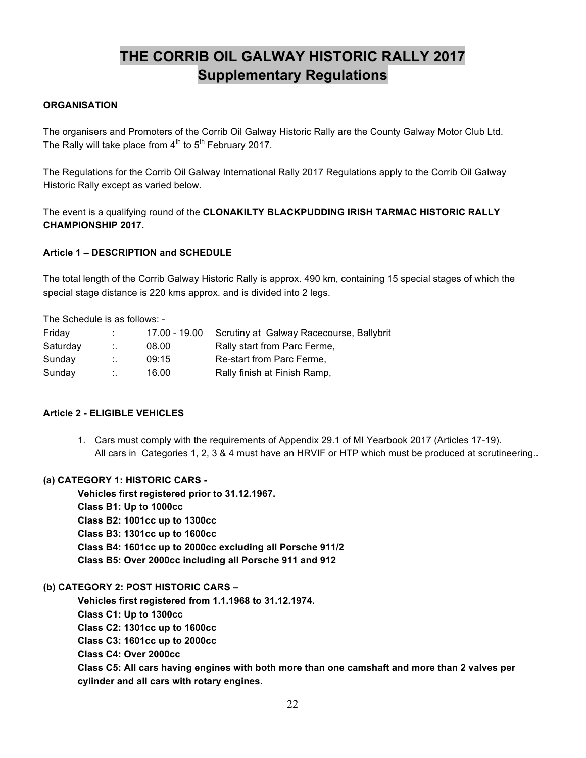# THE CORRIB OIL GALWAY HISTORIC RALLY 2017
## Supplementary Regulations

**ORGANISATION**

The organisers and Promoters of the Corrib Oil Galway Historic Rally are the County Galway Motor Club Ltd. The Rally will take place from 4th to 5th February 2017.

The Regulations for the Corrib Oil Galway International Rally 2017 Regulations apply to the Corrib Oil Galway Historic Rally except as varied below.

The event is a qualifying round of the **CLONAKILTY BLACKPUDDING IRISH TARMAC HISTORIC RALLY CHAMPIONSHIP 2017.**

**Article 1 – DESCRIPTION and SCHEDULE**

The total length of the Corrib Galway Historic Rally is approx. 490 km, containing 15 special stages of which the special stage distance is 220 kms approx. and is divided into 2 legs.

The Schedule is as follows: -

| | | | |
|---|---|---|---|
| Friday | : | 17.00 - 19.00 | Scrutiny at Galway Racecourse, Ballybrit |
| Saturday | :. | 08.00 | Rally start from Parc Ferme, |
| Sunday | :. | 09:15 | Re-start from Parc Ferme, |
| Sunday | :. | 16.00 | Rally finish at Finish Ramp, |

**Article 2 - ELIGIBLE VEHICLES**

1. Cars must comply with the requirements of Appendix 29.1 of MI Yearbook 2017 (Articles 17-19). All cars in Categories 1, 2, 3 & 4 must have an HRVIF or HTP which must be produced at scrutineering..

**(a) CATEGORY 1: HISTORIC CARS -**

**Vehicles first registered prior to 31.12.1967.**
**Class B1: Up to 1000cc**
**Class B2: 1001cc up to 1300cc**
**Class B3: 1301cc up to 1600cc**
**Class B4: 1601cc up to 2000cc excluding all Porsche 911/2**
**Class B5: Over 2000cc including all Porsche 911 and 912**

**(b) CATEGORY 2: POST HISTORIC CARS –**

**Vehicles first registered from 1.1.1968 to 31.12.1974.**
**Class C1: Up to 1300cc**
**Class C2: 1301cc up to 1600cc**
**Class C3: 1601cc up to 2000cc**
**Class C4: Over 2000cc**
**Class C5: All cars having engines with both more than one camshaft and more than 2 valves per cylinder and all cars with rotary engines.**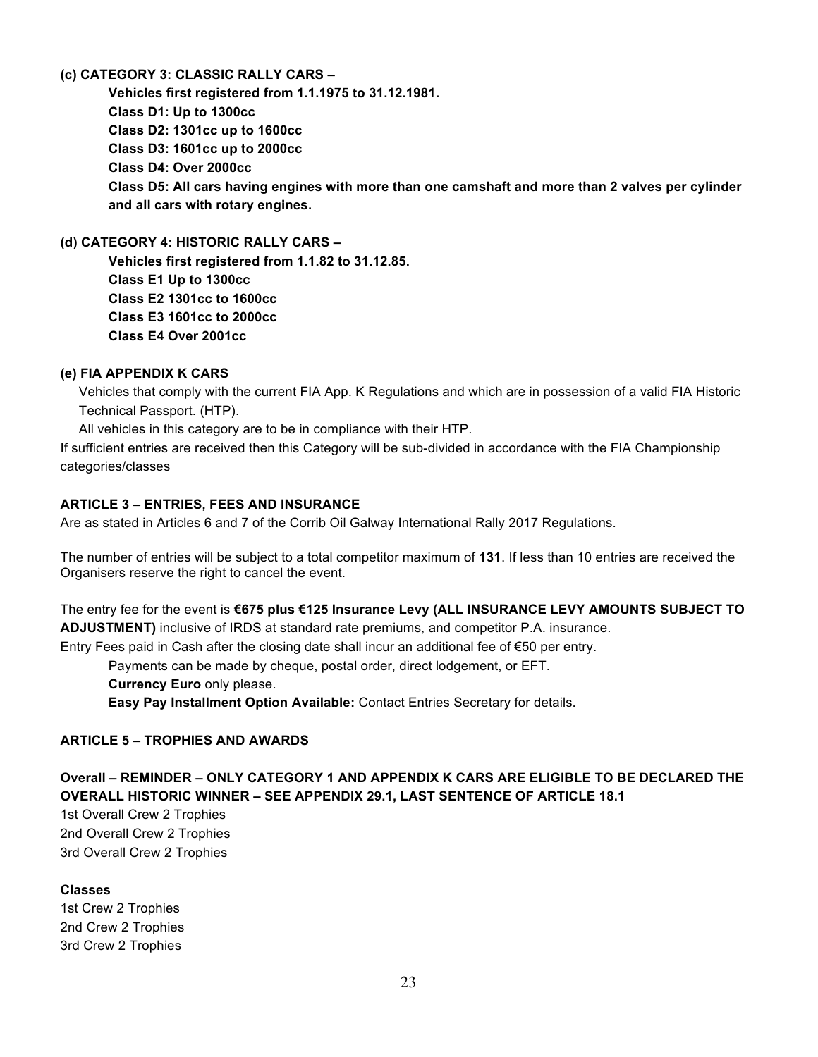**(c) CATEGORY 3: CLASSIC RALLY CARS –**

**Vehicles first registered from 1.1.1975 to 31.12.1981.**
**Class D1: Up to 1300cc**
**Class D2: 1301cc up to 1600cc**
**Class D3: 1601cc up to 2000cc**
**Class D4: Over 2000cc**
**Class D5: All cars having engines with more than one camshaft and more than 2 valves per cylinder and all cars with rotary engines.**

**(d) CATEGORY 4: HISTORIC RALLY CARS –**

**Vehicles first registered from 1.1.82 to 31.12.85.**
**Class E1 Up to 1300cc**
**Class E2 1301cc to 1600cc**
**Class E3 1601cc to 2000cc**
**Class E4 Over 2001cc**

**(e) FIA APPENDIX K CARS**

Vehicles that comply with the current FIA App. K Regulations and which are in possession of a valid FIA Historic Technical Passport. (HTP).

All vehicles in this category are to be in compliance with their HTP.

If sufficient entries are received then this Category will be sub-divided in accordance with the FIA Championship categories/classes

**ARTICLE 3 – ENTRIES, FEES AND INSURANCE**

Are as stated in Articles 6 and 7 of the Corrib Oil Galway International Rally 2017 Regulations.

The number of entries will be subject to a total competitor maximum of **131**. If less than 10 entries are received the Organisers reserve the right to cancel the event.

The entry fee for the event is **€675 plus €125 Insurance Levy (ALL INSURANCE LEVY AMOUNTS SUBJECT TO ADJUSTMENT)** inclusive of IRDS at standard rate premiums, and competitor P.A. insurance.

Entry Fees paid in Cash after the closing date shall incur an additional fee of €50 per entry.

Payments can be made by cheque, postal order, direct lodgement, or EFT.
**Currency Euro** only please.
**Easy Pay Installment Option Available:** Contact Entries Secretary for details.

**ARTICLE 5 – TROPHIES AND AWARDS**

**Overall – REMINDER – ONLY CATEGORY 1 AND APPENDIX K CARS ARE ELIGIBLE TO BE DECLARED THE OVERALL HISTORIC WINNER – SEE APPENDIX 29.1, LAST SENTENCE OF ARTICLE 18.1**

1st Overall Crew 2 Trophies
2nd Overall Crew 2 Trophies
3rd Overall Crew 2 Trophies

**Classes**

1st Crew 2 Trophies
2nd Crew 2 Trophies
3rd Crew 2 Trophies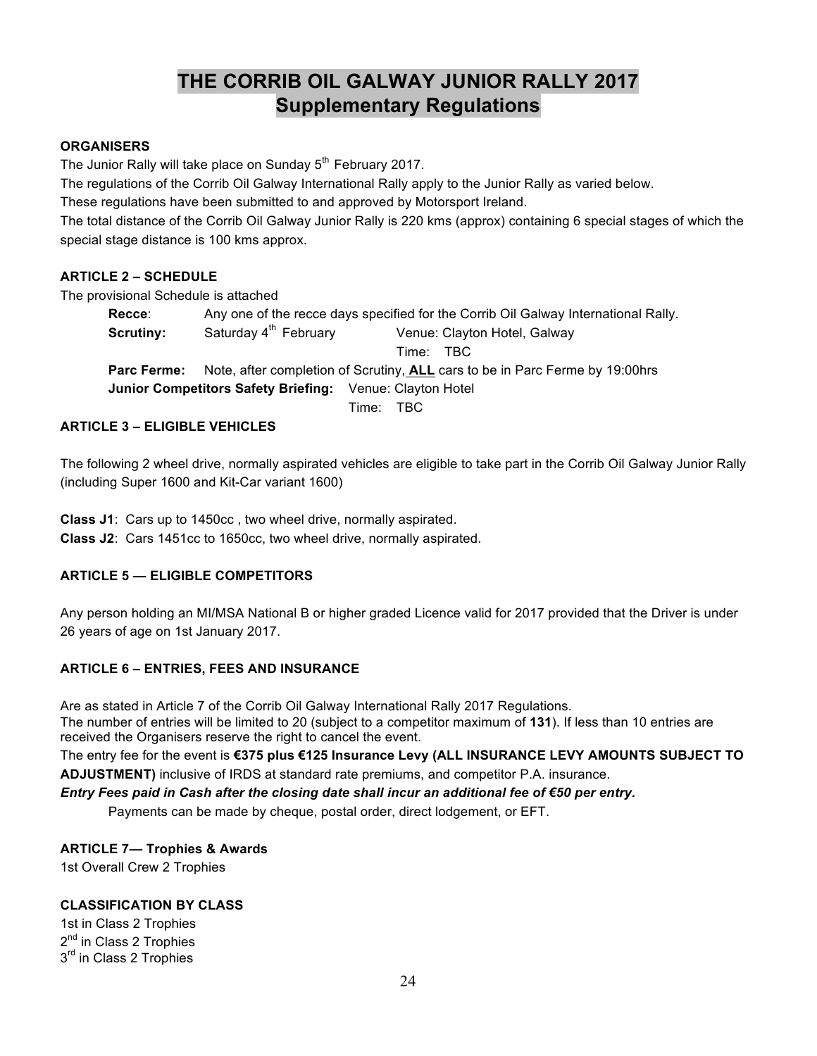# THE CORRIB OIL GALWAY JUNIOR RALLY 2017
## Supplementary Regulations

**ORGANISERS**

The Junior Rally will take place on Sunday 5th February 2017.

The regulations of the Corrib Oil Galway International Rally apply to the Junior Rally as varied below.

These regulations have been submitted to and approved by Motorsport Ireland.

The total distance of the Corrib Oil Galway Junior Rally is 220 kms (approx) containing 6 special stages of which the special stage distance is 100 kms approx.

**ARTICLE 2 – SCHEDULE**

The provisional Schedule is attached

**Recce**: Any one of the recce days specified for the Corrib Oil Galway International Rally.

**Scrutiny:** Saturday 4th February Venue: Clayton Hotel, Galway
Time: TBC

**Parc Ferme:** Note, after completion of Scrutiny, **ALL** cars to be in Parc Ferme by 19:00hrs

**Junior Competitors Safety Briefing:** Venue: Clayton Hotel
Time: TBC

**ARTICLE 3 – ELIGIBLE VEHICLES**

The following 2 wheel drive, normally aspirated vehicles are eligible to take part in the Corrib Oil Galway Junior Rally (including Super 1600 and Kit-Car variant 1600)

**Class J1**: Cars up to 1450cc , two wheel drive, normally aspirated.

**Class J2**: Cars 1451cc to 1650cc, two wheel drive, normally aspirated.

**ARTICLE 5 — ELIGIBLE COMPETITORS**

Any person holding an MI/MSA National B or higher graded Licence valid for 2017 provided that the Driver is under 26 years of age on 1st January 2017.

**ARTICLE 6 – ENTRIES, FEES AND INSURANCE**

Are as stated in Article 7 of the Corrib Oil Galway International Rally 2017 Regulations.

The number of entries will be limited to 20 (subject to a competitor maximum of **131**). If less than 10 entries are received the Organisers reserve the right to cancel the event.

The entry fee for the event is **€375 plus €125 Insurance Levy (ALL INSURANCE LEVY AMOUNTS SUBJECT TO ADJUSTMENT)** inclusive of IRDS at standard rate premiums, and competitor P.A. insurance.

***Entry Fees paid in Cash after the closing date shall incur an additional fee of €50 per entry.***

Payments can be made by cheque, postal order, direct lodgement, or EFT.

**ARTICLE 7— Trophies & Awards**

1st Overall Crew 2 Trophies

**CLASSIFICATION BY CLASS**

1st in Class 2 Trophies
2nd in Class 2 Trophies
3rd in Class 2 Trophies